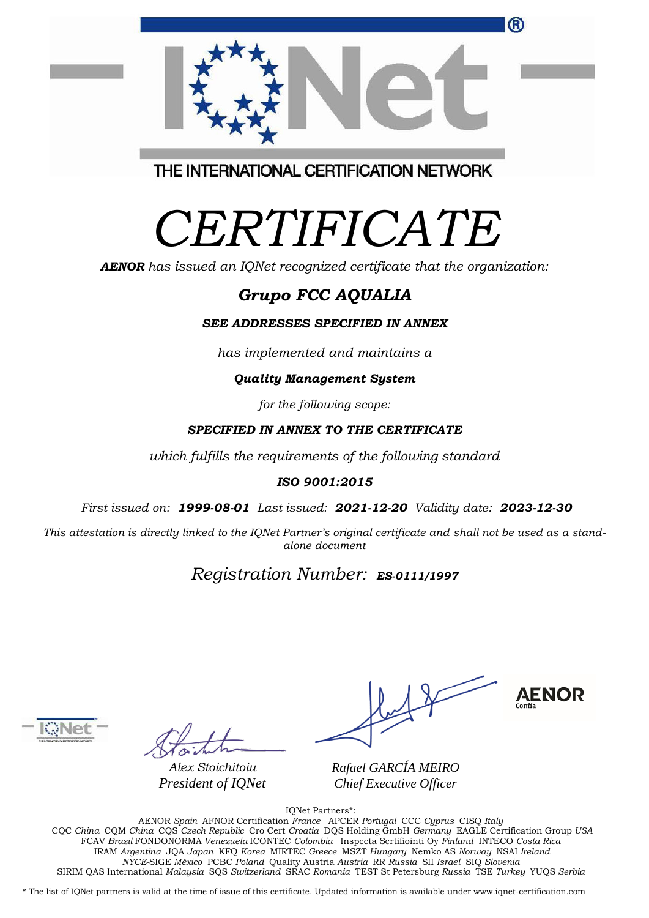THE INTERNATIONAL CERTIFICATION NETWORK

# CERTIFICATE

***AENOR*** *has issued an IQNet recognized certificate that the organization:*

## ***Grupo FCC AQUALIA***

***SEE ADDRESSES SPECIFIED IN ANNEX***

*has implemented and maintains a*

***Quality Management System***

*for the following scope:*

***SPECIFIED IN ANNEX TO THE CERTIFICATE***

*which fulfills the requirements of the following standard*

***ISO 9001:2015***

*First issued on:* ***1999-08-01*** *Last issued:* ***2021-12-20*** *Validity date:* ***2023-12-30***

*This attestation is directly linked to the IQNet Partner's original certificate and shall not be used as a stand-alone document*

*Registration Number:* ***ES-0111/1997***

*Alex Stoichitoiu*
*President of IQNet*

*Rafael GARCÍA MEIRO*
*Chief Executive Officer*

AENOR Confía

IQNet Partners*:

AENOR *Spain* AFNOR Certification *France* APCER *Portugal* CCC *Cyprus* CISQ *Italy*
CQC *China* CQM *China* CQS *Czech Republic* Cro Cert *Croatia* DQS Holding GmbH *Germany* EAGLE Certification Group *USA*
FCAV *Brazil* FONDONORMA *Venezuela* ICONTEC *Colombia* Inspecta Sertifiointi Oy *Finland* INTECO *Costa Rica*
IRAM *Argentina* JQA *Japan* KFQ *Korea* MIRTEC *Greece* MSZT *Hungary* Nemko AS *Norway* NSAI *Ireland*
*NYCE*-SIGE *México* PCBC *Poland* Quality Austria *Austria* RR *Russia* SII *Israel* SIQ *Slovenia*
SIRIM QAS International *Malaysia* SQS *Switzerland* SRAC *Romania* TEST St Petersburg *Russia* TSE *Turkey* YUQS *Serbia*

\* The list of IQNet partners is valid at the time of issue of this certificate. Updated information is available under www.iqnet-certification.com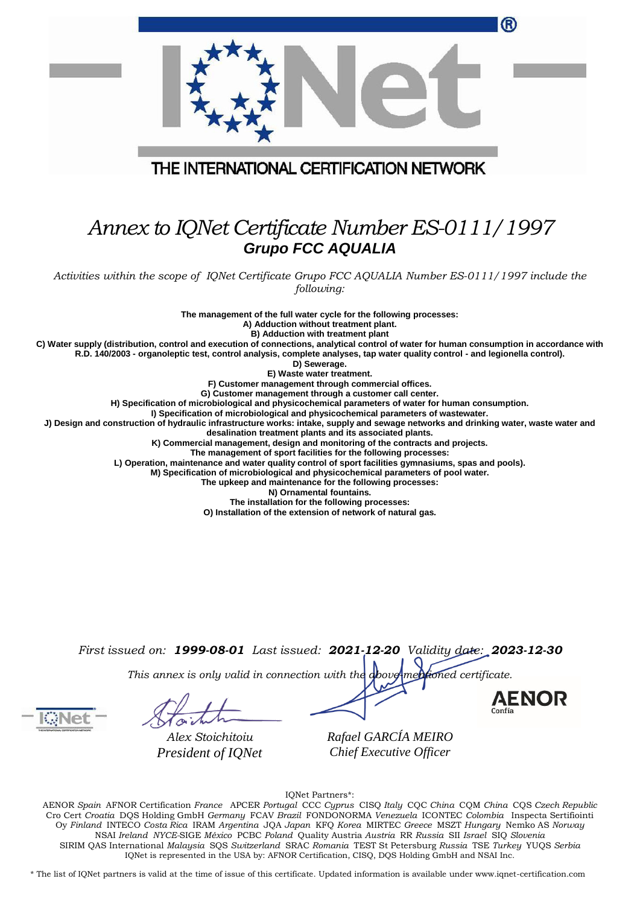THE INTERNATIONAL CERTIFICATION NETWORK

# *Annex to IQNet Certificate Number ES-0111/1997*

## ***Grupo FCC AQUALIA***

*Activities within the scope of IQNet Certificate Grupo FCC AQUALIA Number ES-0111/1997 include the following:*

**The management of the full water cycle for the following processes:**

**A) Adduction without treatment plant.**

**B) Adduction with treatment plant**

**C) Water supply (distribution, control and execution of connections, analytical control of water for human consumption in accordance with R.D. 140/2003 - organoleptic test, control analysis, complete analyses, tap water quality control - and legionella control).**

**D) Sewerage.**

**E) Waste water treatment.**

**F) Customer management through commercial offices.**

**G) Customer management through a customer call center.**

**H) Specification of microbiological and physicochemical parameters of water for human consumption.**

**I) Specification of microbiological and physicochemical parameters of wastewater.**

**J) Design and construction of hydraulic infrastructure works: intake, supply and sewage networks and drinking water, waste water and desalination treatment plants and its associated plants.**

**K) Commercial management, design and monitoring of the contracts and projects.**

**The management of sport facilities for the following processes:**

**L) Operation, maintenance and water quality control of sport facilities gymnasiums, spas and pools).**

**M) Specification of microbiological and physicochemical parameters of pool water.**

**The upkeep and maintenance for the following processes:**

**N) Ornamental fountains.**

**The installation for the following processes:**

**O) Installation of the extension of network of natural gas.**

*First issued on:* ***1999-08-01*** *Last issued:* ***2021-12-20*** *Validity date:* ***2023-12-30***

*This annex is only valid in connection with the above-mentioned certificate.*

AENOR Confía

*Alex Stoichitoiu*
*President of IQNet*

*Rafael GARCÍA MEIRO*
*Chief Executive Officer*

IQNet Partners*:

AENOR *Spain* AFNOR Certification *France* APCER *Portugal* CCC *Cyprus* CISQ *Italy* CQC *China* CQM *China* CQS *Czech Republic* Cro Cert *Croatia* DQS Holding GmbH *Germany* FCAV *Brazil* FONDONORMA *Venezuela* ICONTEC *Colombia* Inspecta Sertifiointi Oy *Finland* INTECO *Costa Rica* IRAM *Argentina* JQA *Japan* KFQ *Korea* MIRTEC *Greece* MSZT *Hungary* Nemko AS *Norway* NSAI *Ireland* *NYCE*-SIGE *México* PCBC *Poland* Quality Austria *Austria* RR *Russia* SII *Israel* SIQ *Slovenia* SIRIM QAS International *Malaysia* SQS *Switzerland* SRAC *Romania* TEST St Petersburg *Russia* TSE *Turkey* YUQS *Serbia*
IQNet is represented in the USA by: AFNOR Certification, CISQ, DQS Holding GmbH and NSAI Inc.

* The list of IQNet partners is valid at the time of issue of this certificate. Updated information is available under www.iqnet-certification.com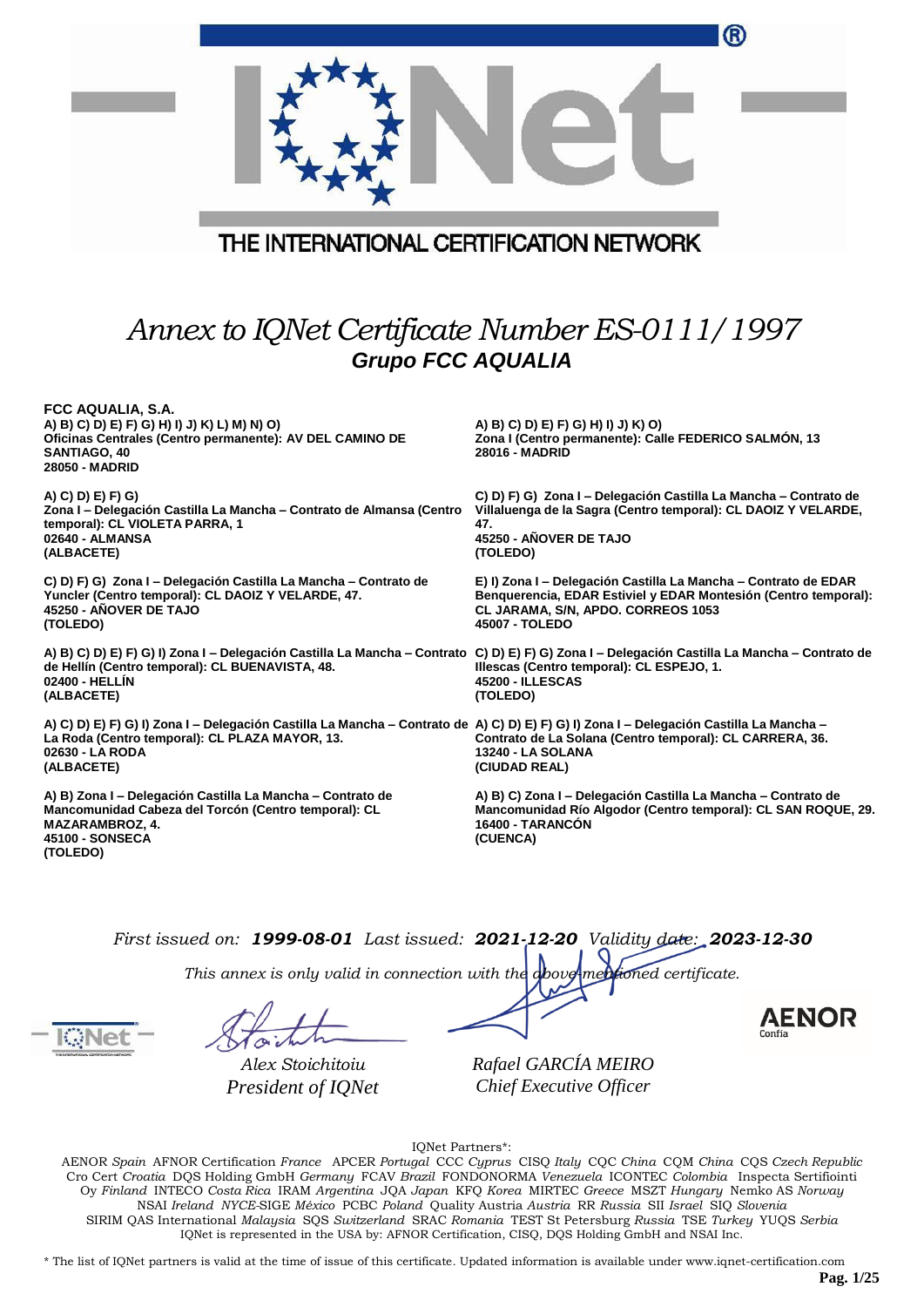THE INTERNATIONAL CERTIFICATION NETWORK

# *Annex to IQNet Certificate Number ES-0111/1997*

## ***Grupo FCC AQUALIA***

**FCC AQUALIA, S.A.**
**A) B) C) D) E) F) G) H) I) J) K) L) M) N) O)**
**Oficinas Centrales (Centro permanente): AV DEL CAMINO DE SANTIAGO, 40**
**28050 - MADRID**

**A) B) C) D) E) F) G) H) I) J) K) O)**
**Zona I (Centro permanente): Calle FEDERICO SALMÓN, 13**
**28016 - MADRID**

**A) C) D) E) F) G)**
**Zona I – Delegación Castilla La Mancha – Contrato de Almansa (Centro temporal): CL VIOLETA PARRA, 1**
**02640 - ALMANSA**
**(ALBACETE)**

**C) D) F) G) Zona I – Delegación Castilla La Mancha – Contrato de Villaluenga de la Sagra (Centro temporal): CL DAOIZ Y VELARDE, 47.**
**45250 - AÑOVER DE TAJO**
**(TOLEDO)**

**C) D) F) G) Zona I – Delegación Castilla La Mancha – Contrato de Yuncler (Centro temporal): CL DAOIZ Y VELARDE, 47.**
**45250 - AÑOVER DE TAJO**
**(TOLEDO)**

**E) I) Zona I – Delegación Castilla La Mancha – Contrato de EDAR Benquerencia, EDAR Estiviel y EDAR Montesión (Centro temporal): CL JARAMA, S/N, APDO. CORREOS 1053**
**45007 - TOLEDO**

**A) B) C) D) E) F) G) I) Zona I – Delegación Castilla La Mancha – Contrato de Hellín (Centro temporal): CL BUENAVISTA, 48.**
**02400 - HELLÍN**
**(ALBACETE)**

**C) D) E) F) G) Zona I – Delegación Castilla La Mancha – Contrato de Illescas (Centro temporal): CL ESPEJO, 1.**
**45200 - ILLESCAS**
**(TOLEDO)**

**A) C) D) E) F) G) I) Zona I – Delegación Castilla La Mancha – Contrato de La Roda (Centro temporal): CL PLAZA MAYOR, 13.**
**02630 - LA RODA**
**(ALBACETE)**

**A) C) D) E) F) G) I) Zona I – Delegación Castilla La Mancha – Contrato de La Solana (Centro temporal): CL CARRERA, 36.**
**13240 - LA SOLANA**
**(CIUDAD REAL)**

**A) B) Zona I – Delegación Castilla La Mancha – Contrato de Mancomunidad Cabeza del Torcón (Centro temporal): CL MAZARAMBROZ, 4.**
**45100 - SONSECA**
**(TOLEDO)**

**A) B) C) Zona I – Delegación Castilla La Mancha – Contrato de Mancomunidad Río Algodor (Centro temporal): CL SAN ROQUE, 29.**
**16400 - TARANCÓN**
**(CUENCA)**

*First issued on:* ***1999-08-01*** *Last issued:* ***2021-12-20*** *Validity date:* ***2023-12-30***

*This annex is only valid in connection with the above-mentioned certificate.*

*Alex Stoichitoiu*
*President of IQNet*

*Rafael GARCÍA MEIRO*
*Chief Executive Officer*

AENOR Confía

IQNet Partners*:

AENOR *Spain* AFNOR Certification *France* APCER *Portugal* CCC *Cyprus* CISQ *Italy* CQC *China* CQM *China* CQS *Czech Republic* Cro Cert *Croatia* DQS Holding GmbH *Germany* FCAV *Brazil* FONDONORMA *Venezuela* ICONTEC *Colombia* Inspecta Sertifiointi Oy *Finland* INTECO *Costa Rica* IRAM *Argentina* JQA *Japan* KFQ *Korea* MIRTEC *Greece* MSZT *Hungary* Nemko AS *Norway* NSAI *Ireland* *NYCE*-SIGE *México* PCBC *Poland* Quality Austria *Austria* RR *Russia* SII *Israel* SIQ *Slovenia* SIRIM QAS International *Malaysia* SQS *Switzerland* SRAC *Romania* TEST St Petersburg *Russia* TSE *Turkey* YUQS *Serbia*
IQNet is represented in the USA by: AFNOR Certification, CISQ, DQS Holding GmbH and NSAI Inc.

\* The list of IQNet partners is valid at the time of issue of this certificate. Updated information is available under www.iqnet-certification.com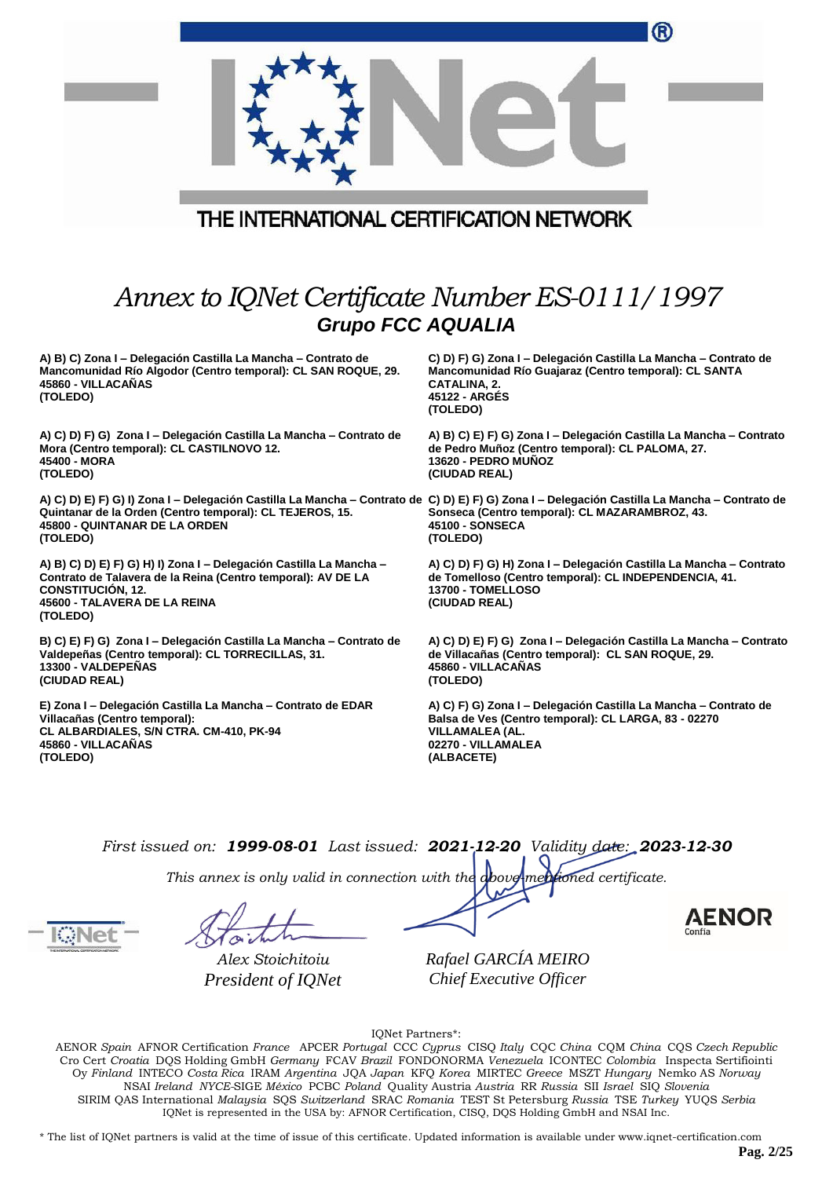THE INTERNATIONAL CERTIFICATION NETWORK

# *Annex to IQNet Certificate Number ES-0111/1997*

## *Grupo FCC AQUALIA*

**A) B) C) Zona I – Delegación Castilla La Mancha – Contrato de Mancomunidad Río Algodor (Centro temporal): CL SAN ROQUE, 29.
45860 - VILLACAÑAS
(TOLEDO)**

**A) C) D) F) G) Zona I – Delegación Castilla La Mancha – Contrato de Mora (Centro temporal): CL CASTILNOVO 12.
45400 - MORA
(TOLEDO)**

**A) C) D) E) F) G) I) Zona I – Delegación Castilla La Mancha – Contrato de Quintanar de la Orden (Centro temporal): CL TEJEROS, 15.
45800 - QUINTANAR DE LA ORDEN
(TOLEDO)**

**A) B) C) D) E) F) G) H) I) Zona I – Delegación Castilla La Mancha – Contrato de Talavera de la Reina (Centro temporal): AV DE LA CONSTITUCIÓN, 12.
45600 - TALAVERA DE LA REINA
(TOLEDO)**

**B) C) E) F) G) Zona I – Delegación Castilla La Mancha – Contrato de Valdepeñas (Centro temporal): CL TORRECILLAS, 31.
13300 - VALDEPEÑAS
(CIUDAD REAL)**

**E) Zona I – Delegación Castilla La Mancha – Contrato de EDAR Villacañas (Centro temporal):
CL ALBARDIALES, S/N CTRA. CM-410, PK-94
45860 - VILLACAÑAS
(TOLEDO)**

**C) D) F) G) Zona I – Delegación Castilla La Mancha – Contrato de Mancomunidad Río Guajaraz (Centro temporal): CL SANTA CATALINA, 2.
45122 - ARGÉS
(TOLEDO)**

**A) B) C) E) F) G) Zona I – Delegación Castilla La Mancha – Contrato de Pedro Muñoz (Centro temporal): CL PALOMA, 27.
13620 - PEDRO MUÑOZ
(CIUDAD REAL)**

**C) D) E) F) G) Zona I – Delegación Castilla La Mancha – Contrato de Sonseca (Centro temporal): CL MAZARAMBROZ, 43.
45100 - SONSECA
(TOLEDO)**

**A) C) D) F) G) H) Zona I – Delegación Castilla La Mancha – Contrato de Tomelloso (Centro temporal): CL INDEPENDENCIA, 41.
13700 - TOMELLOSO
(CIUDAD REAL)**

**A) C) D) E) F) G) Zona I – Delegación Castilla La Mancha – Contrato de Villacañas (Centro temporal): CL SAN ROQUE, 29.
45860 - VILLACAÑAS
(TOLEDO)**

**A) C) F) G) Zona I – Delegación Castilla La Mancha – Contrato de Balsa de Ves (Centro temporal): CL LARGA, 83 - 02270 VILLAMALEA (AL.
02270 - VILLAMALEA
(ALBACETE)**

*First issued on:* ***1999-08-01*** *Last issued:* ***2021-12-20*** *Validity date:* ***2023-12-30***

*This annex is only valid in connection with the above-mentioned certificate.*

*Alex Stoichitoiu*
*President of IQNet*

*Rafael GARCÍA MEIRO*
*Chief Executive Officer*

AENOR Confía

IQNet Partners*:

AENOR *Spain* AFNOR Certification *France* APCER *Portugal* CCC *Cyprus* CISQ *Italy* CQC *China* CQM *China* CQS *Czech Republic* Cro Cert *Croatia* DQS Holding GmbH *Germany* FCAV *Brazil* FONDONORMA *Venezuela* ICONTEC *Colombia* Inspecta Sertifiointi Oy *Finland* INTECO *Costa Rica* IRAM *Argentina* JQA *Japan* KFQ *Korea* MIRTEC *Greece* MSZT *Hungary* Nemko AS *Norway* NSAI *Ireland* *NYCE*-SIGE *México* PCBC *Poland* Quality Austria *Austria* RR *Russia* SII *Israel* SIQ *Slovenia* SIRIM QAS International *Malaysia* SQS *Switzerland* SRAC *Romania* TEST St Petersburg *Russia* TSE *Turkey* YUQS *Serbia*
IQNet is represented in the USA by: AFNOR Certification, CISQ, DQS Holding GmbH and NSAI Inc.

* The list of IQNet partners is valid at the time of issue of this certificate. Updated information is available under www.iqnet-certification.com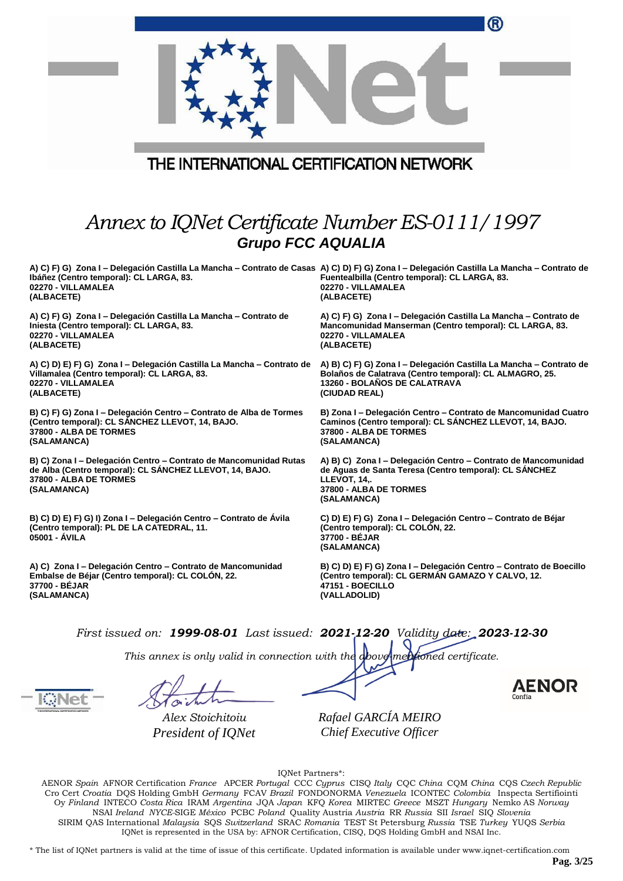THE INTERNATIONAL CERTIFICATION NETWORK

# *Annex to IQNet Certificate Number ES-0111/1997*

## ***Grupo FCC AQUALIA***

**A) C) F) G) Zona I – Delegación Castilla La Mancha – Contrato de Casas Ibáñez (Centro temporal): CL LARGA, 83.**
**02270 - VILLAMALEA**
**(ALBACETE)**

**A) C) F) G) Zona I – Delegación Castilla La Mancha – Contrato de Iniesta (Centro temporal): CL LARGA, 83.**
**02270 - VILLAMALEA**
**(ALBACETE)**

**A) C) D) E) F) G) Zona I – Delegación Castilla La Mancha – Contrato de Villamalea (Centro temporal): CL LARGA, 83.**
**02270 - VILLAMALEA**
**(ALBACETE)**

**B) C) F) G) Zona I – Delegación Centro – Contrato de Alba de Tormes (Centro temporal): CL SÁNCHEZ LLEVOT, 14, BAJO.**
**37800 - ALBA DE TORMES**
**(SALAMANCA)**

**B) C) Zona I – Delegación Centro – Contrato de Mancomunidad Rutas de Alba (Centro temporal): CL SÁNCHEZ LLEVOT, 14, BAJO.**
**37800 - ALBA DE TORMES**
**(SALAMANCA)**

**B) C) D) E) F) G) I) Zona I – Delegación Centro – Contrato de Ávila (Centro temporal): PL DE LA CATEDRAL, 11.**
**05001 - ÁVILA**

**A) C) Zona I – Delegación Centro – Contrato de Mancomunidad Embalse de Béjar (Centro temporal): CL COLÓN, 22.**
**37700 - BÉJAR**
**(SALAMANCA)**

**A) C) D) F) G) Zona I – Delegación Castilla La Mancha – Contrato de Fuentealbilla (Centro temporal): CL LARGA, 83.**
**02270 - VILLAMALEA**
**(ALBACETE)**

**A) C) F) G) Zona I – Delegación Castilla La Mancha – Contrato de Mancomunidad Manserman (Centro temporal): CL LARGA, 83.**
**02270 - VILLAMALEA**
**(ALBACETE)**

**A) B) C) F) G) Zona I – Delegación Castilla La Mancha – Contrato de Bolaños de Calatrava (Centro temporal): CL ALMAGRO, 25.**
**13260 - BOLAÑOS DE CALATRAVA**
**(CIUDAD REAL)**

**B) Zona I – Delegación Centro – Contrato de Mancomunidad Cuatro Caminos (Centro temporal): CL SÁNCHEZ LLEVOT, 14, BAJO.**
**37800 - ALBA DE TORMES**
**(SALAMANCA)**

**A) B) C) Zona I – Delegación Centro – Contrato de Mancomunidad de Aguas de Santa Teresa (Centro temporal): CL SÁNCHEZ LLEVOT, 14,.**
**37800 - ALBA DE TORMES**
**(SALAMANCA)**

**C) D) E) F) G) Zona I – Delegación Centro – Contrato de Béjar (Centro temporal): CL COLÓN, 22.**
**37700 - BÉJAR**
**(SALAMANCA)**

**B) C) D) E) F) G) Zona I – Delegación Centro – Contrato de Boecillo (Centro temporal): CL GERMÁN GAMAZO Y CALVO, 12.**
**47151 - BOECILLO**
**(VALLADOLID)**

*First issued on:* ***1999-08-01*** *Last issued:* ***2021-12-20*** *Validity date:* ***2023-12-30***

*This annex is only valid in connection with the above-mentioned certificate.*

*Alex Stoichitoiu*
*President of IQNet*

*Rafael GARCÍA MEIRO*
*Chief Executive Officer*

IQNet Partners*:

AENOR *Spain* AFNOR Certification *France* APCER *Portugal* CCC *Cyprus* CISQ *Italy* CQC *China* CQM *China* CQS *Czech Republic* Cro Cert *Croatia* DQS Holding GmbH *Germany* FCAV *Brazil* FONDONORMA *Venezuela* ICONTEC *Colombia* Inspecta Sertifiointi Oy *Finland* INTECO *Costa Rica* IRAM *Argentina* JQA *Japan* KFQ *Korea* MIRTEC *Greece* MSZT *Hungary* Nemko AS *Norway* NSAI *Ireland* *NYCE*-SIGE *México* PCBC *Poland* Quality Austria *Austria* RR *Russia* SII *Israel* SIQ *Slovenia* SIRIM QAS International *Malaysia* SQS *Switzerland* SRAC *Romania* TEST St Petersburg *Russia* TSE *Turkey* YUQS *Serbia*
IQNet is represented in the USA by: AFNOR Certification, CISQ, DQS Holding GmbH and NSAI Inc.

* The list of IQNet partners is valid at the time of issue of this certificate. Updated information is available under www.iqnet-certification.com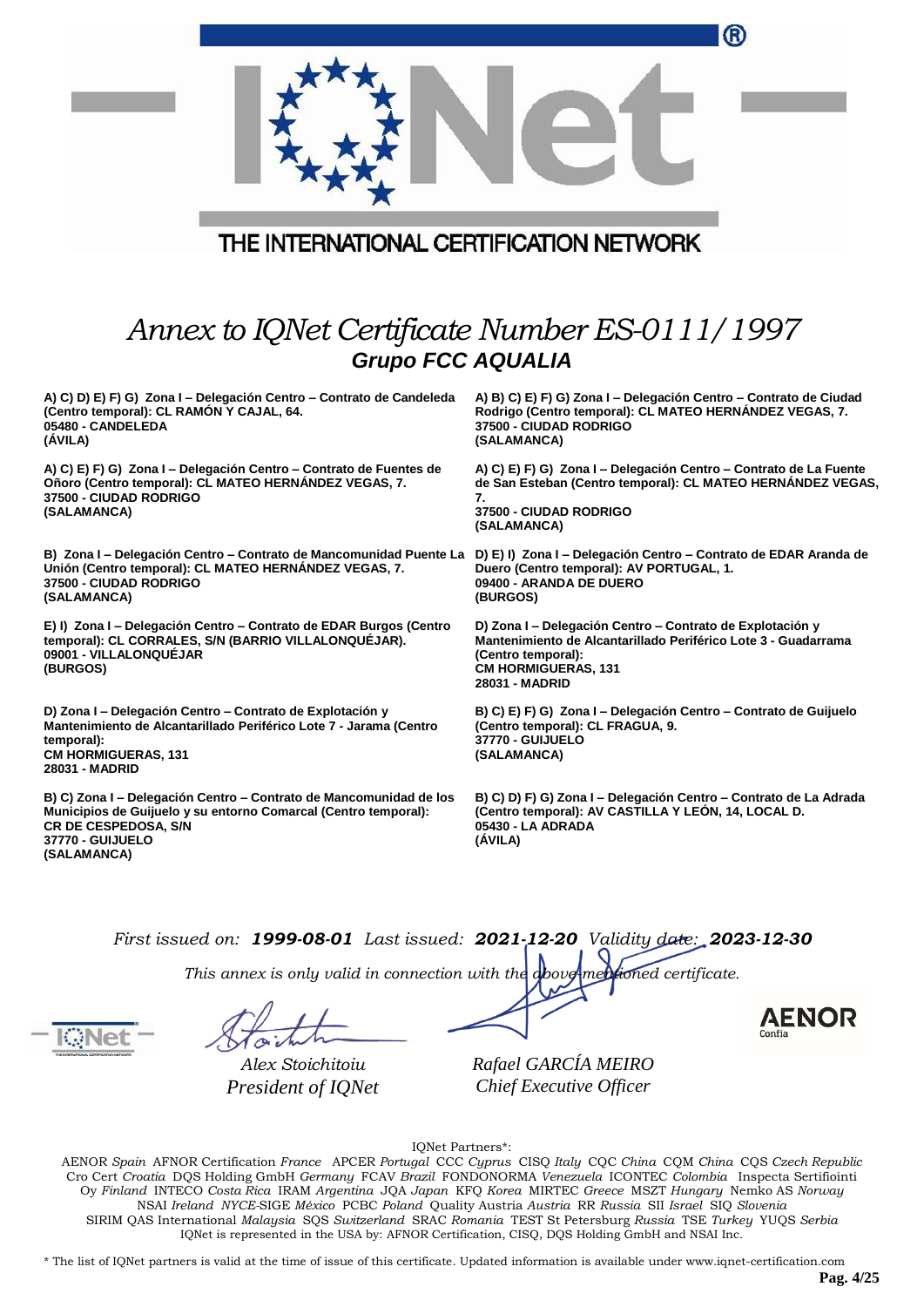THE INTERNATIONAL CERTIFICATION NETWORK

# *Annex to IQNet Certificate Number ES-0111/1997*

## *Grupo FCC AQUALIA*

**A) C) D) E) F) G) Zona I – Delegación Centro – Contrato de Candeleda (Centro temporal): CL RAMÓN Y CAJAL, 64.**
**05480 - CANDELEDA**
**(ÁVILA)**

**A) B) C) E) F) G) Zona I – Delegación Centro – Contrato de Ciudad Rodrigo (Centro temporal): CL MATEO HERNÁNDEZ VEGAS, 7.**
**37500 - CIUDAD RODRIGO**
**(SALAMANCA)**

**A) C) E) F) G) Zona I – Delegación Centro – Contrato de Fuentes de Oñoro (Centro temporal): CL MATEO HERNÁNDEZ VEGAS, 7.**
**37500 - CIUDAD RODRIGO**
**(SALAMANCA)**

**A) C) E) F) G) Zona I – Delegación Centro – Contrato de La Fuente de San Esteban (Centro temporal): CL MATEO HERNÁNDEZ VEGAS, 7.**
**37500 - CIUDAD RODRIGO**
**(SALAMANCA)**

**B) Zona I – Delegación Centro – Contrato de Mancomunidad Puente La Unión (Centro temporal): CL MATEO HERNÁNDEZ VEGAS, 7.**
**37500 - CIUDAD RODRIGO**
**(SALAMANCA)**

**D) E) I) Zona I – Delegación Centro – Contrato de EDAR Aranda de Duero (Centro temporal): AV PORTUGAL, 1.**
**09400 - ARANDA DE DUERO**
**(BURGOS)**

**E) I) Zona I – Delegación Centro – Contrato de EDAR Burgos (Centro temporal): CL CORRALES, S/N (BARRIO VILLALONQUÉJAR).**
**09001 - VILLALONQUÉJAR**
**(BURGOS)**

**D) Zona I – Delegación Centro – Contrato de Explotación y Mantenimiento de Alcantarillado Periférico Lote 3 - Guadarrama (Centro temporal):**
**CM HORMIGUERAS, 131**
**28031 - MADRID**

**D) Zona I – Delegación Centro – Contrato de Explotación y Mantenimiento de Alcantarillado Periférico Lote 7 - Jarama (Centro temporal):**
**CM HORMIGUERAS, 131**
**28031 - MADRID**

**B) C) E) F) G) Zona I – Delegación Centro – Contrato de Guijuelo (Centro temporal): CL FRAGUA, 9.**
**37770 - GUIJUELO**
**(SALAMANCA)**

**B) C) Zona I – Delegación Centro – Contrato de Mancomunidad de los Municipios de Guijuelo y su entorno Comarcal (Centro temporal): CR DE CESPEDOSA, S/N**
**37770 - GUIJUELO**
**(SALAMANCA)**

**B) C) D) F) G) Zona I – Delegación Centro – Contrato de La Adrada (Centro temporal): AV CASTILLA Y LEÓN, 14, LOCAL D.**
**05430 - LA ADRADA**
**(ÁVILA)**

*First issued on:* ***1999-08-01*** *Last issued:* ***2021-12-20*** *Validity date:* ***2023-12-30***

*This annex is only valid in connection with the above-mentioned certificate.*

*Alex Stoichitoiu*
*President of IQNet*

*Rafael GARCÍA MEIRO*
*Chief Executive Officer*

AENOR Confía

IQNet Partners*:

AENOR *Spain* AFNOR Certification *France* APCER *Portugal* CCC *Cyprus* CISQ *Italy* CQC *China* CQM *China* CQS *Czech Republic* Cro Cert *Croatia* DQS Holding GmbH *Germany* FCAV *Brazil* FONDONORMA *Venezuela* ICONTEC *Colombia* Inspecta Sertifiointi Oy *Finland* INTECO *Costa Rica* IRAM *Argentina* JQA *Japan* KFQ *Korea* MIRTEC *Greece* MSZT *Hungary* Nemko AS *Norway* NSAI *Ireland* *NYCE*-SIGE *México* PCBC *Poland* Quality Austria *Austria* RR *Russia* SII *Israel* SIQ *Slovenia* SIRIM QAS International *Malaysia* SQS *Switzerland* SRAC *Romania* TEST St Petersburg *Russia* TSE *Turkey* YUQS *Serbia*
IQNet is represented in the USA by: AFNOR Certification, CISQ, DQS Holding GmbH and NSAI Inc.

\* The list of IQNet partners is valid at the time of issue of this certificate. Updated information is available under www.iqnet-certification.com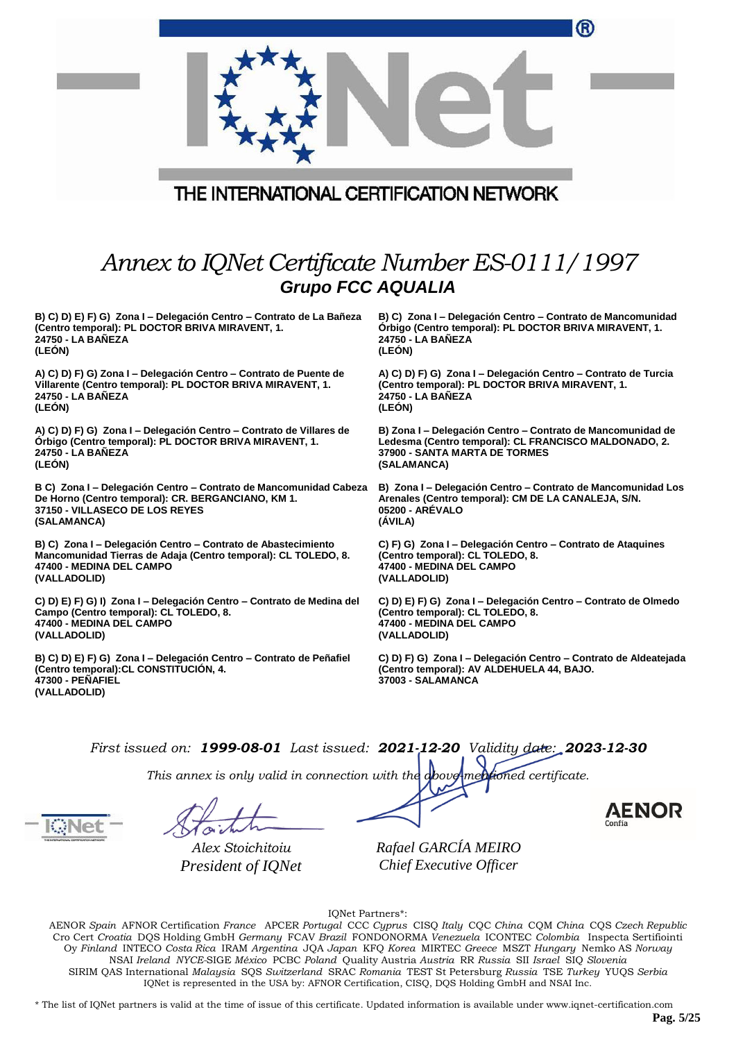THE INTERNATIONAL CERTIFICATION NETWORK

# *Annex to IQNet Certificate Number ES-0111/1997*

## *Grupo FCC AQUALIA*

**B) C) D) E) F) G) Zona I – Delegación Centro – Contrato de La Bañeza (Centro temporal): PL DOCTOR BRIVA MIRAVENT, 1.**
**24750 - LA BAÑEZA**
**(LEÓN)**

**A) C) D) F) G) Zona I – Delegación Centro – Contrato de Puente de Villarente (Centro temporal): PL DOCTOR BRIVA MIRAVENT, 1.**
**24750 - LA BAÑEZA**
**(LEÓN)**

**A) C) D) F) G) Zona I – Delegación Centro – Contrato de Villares de Órbigo (Centro temporal): PL DOCTOR BRIVA MIRAVENT, 1.**
**24750 - LA BAÑEZA**
**(LEÓN)**

**B C) Zona I – Delegación Centro – Contrato de Mancomunidad Cabeza De Horno (Centro temporal): CR. BERGANCIANO, KM 1.**
**37150 - VILLASECO DE LOS REYES**
**(SALAMANCA)**

**B) C) Zona I – Delegación Centro – Contrato de Abastecimiento Mancomunidad Tierras de Adaja (Centro temporal): CL TOLEDO, 8.**
**47400 - MEDINA DEL CAMPO**
**(VALLADOLID)**

**C) D) E) F) G) I) Zona I – Delegación Centro – Contrato de Medina del Campo (Centro temporal): CL TOLEDO, 8.**
**47400 - MEDINA DEL CAMPO**
**(VALLADOLID)**

**B) C) D) E) F) G) Zona I – Delegación Centro – Contrato de Peñafiel (Centro temporal):CL CONSTITUCIÓN, 4.**
**47300 - PEÑAFIEL**
**(VALLADOLID)**

**B) C) Zona I – Delegación Centro – Contrato de Mancomunidad Órbigo (Centro temporal): PL DOCTOR BRIVA MIRAVENT, 1.**
**24750 - LA BAÑEZA**
**(LEÓN)**

**A) C) D) F) G) Zona I – Delegación Centro – Contrato de Turcia (Centro temporal): PL DOCTOR BRIVA MIRAVENT, 1.**
**24750 - LA BAÑEZA**
**(LEÓN)**

**B) Zona I – Delegación Centro – Contrato de Mancomunidad de Ledesma (Centro temporal): CL FRANCISCO MALDONADO, 2.**
**37900 - SANTA MARTA DE TORMES**
**(SALAMANCA)**

**B) Zona I – Delegación Centro – Contrato de Mancomunidad Los Arenales (Centro temporal): CM DE LA CANALEJA, S/N.**
**05200 - ARÉVALO**
**(ÁVILA)**

**C) F) G) Zona I – Delegación Centro – Contrato de Ataquines (Centro temporal): CL TOLEDO, 8.**
**47400 - MEDINA DEL CAMPO**
**(VALLADOLID)**

**C) D) E) F) G) Zona I – Delegación Centro – Contrato de Olmedo (Centro temporal): CL TOLEDO, 8.**
**47400 - MEDINA DEL CAMPO**
**(VALLADOLID)**

**C) D) F) G) Zona I – Delegación Centro – Contrato de Aldeatejada (Centro temporal): AV ALDEHUELA 44, BAJO.**
**37003 - SALAMANCA**

*First issued on:* ***1999-08-01*** *Last issued:* ***2021-12-20*** *Validity date:* ***2023-12-30***

*This annex is only valid in connection with the above-mentioned certificate.*

*Alex Stoichitoiu*
*President of IQNet*

*Rafael GARCÍA MEIRO*
*Chief Executive Officer*

AENOR Confía

IQNet Partners*:

AENOR *Spain* AFNOR Certification *France* APCER *Portugal* CCC *Cyprus* CISQ *Italy* CQC *China* CQM *China* CQS *Czech Republic* Cro Cert *Croatia* DQS Holding GmbH *Germany* FCAV *Brazil* FONDONORMA *Venezuela* ICONTEC *Colombia* Inspecta Sertifiointi Oy *Finland* INTECO *Costa Rica* IRAM *Argentina* JQA *Japan* KFQ *Korea* MIRTEC *Greece* MSZT *Hungary* Nemko AS *Norway* NSAI *Ireland* *NYCE*-SIGE *México* PCBC *Poland* Quality Austria *Austria* RR *Russia* SII *Israel* SIQ *Slovenia* SIRIM QAS International *Malaysia* SQS *Switzerland* SRAC *Romania* TEST St Petersburg *Russia* TSE *Turkey* YUQS *Serbia*
IQNet is represented in the USA by: AFNOR Certification, CISQ, DQS Holding GmbH and NSAI Inc.

\* The list of IQNet partners is valid at the time of issue of this certificate. Updated information is available under www.iqnet-certification.com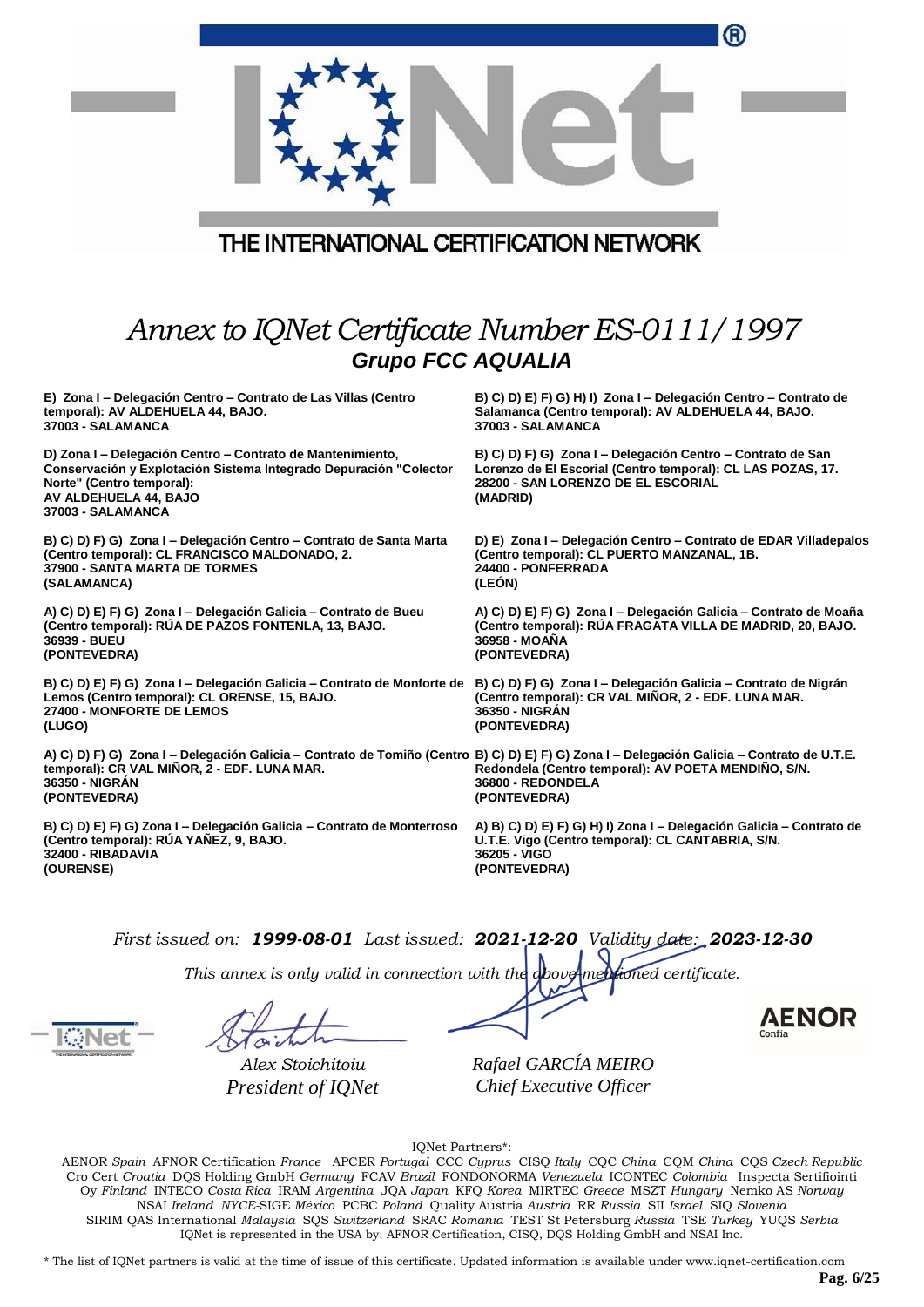THE INTERNATIONAL CERTIFICATION NETWORK

# *Annex to IQNet Certificate Number ES-0111/1997*

## ***Grupo FCC AQUALIA***

**E) Zona I – Delegación Centro – Contrato de Las Villas (Centro temporal): AV ALDEHUELA 44, BAJO.**
**37003 - SALAMANCA**

**D) Zona I – Delegación Centro – Contrato de Mantenimiento, Conservación y Explotación Sistema Integrado Depuración "Colector Norte" (Centro temporal):**
**AV ALDEHUELA 44, BAJO**
**37003 - SALAMANCA**

**B) C) D) F) G) Zona I – Delegación Centro – Contrato de Santa Marta (Centro temporal): CL FRANCISCO MALDONADO, 2.**
**37900 - SANTA MARTA DE TORMES**
**(SALAMANCA)**

**A) C) D) E) F) G) Zona I – Delegación Galicia – Contrato de Bueu (Centro temporal): RÚA DE PAZOS FONTENLA, 13, BAJO.**
**36939 - BUEU**
**(PONTEVEDRA)**

**B) C) D) E) F) G) Zona I – Delegación Galicia – Contrato de Monforte de Lemos (Centro temporal): CL ORENSE, 15, BAJO.**
**27400 - MONFORTE DE LEMOS**
**(LUGO)**

**A) C) D) F) G) Zona I – Delegación Galicia – Contrato de Tomiño (Centro temporal): CR VAL MIÑOR, 2 - EDF. LUNA MAR.**
**36350 - NIGRÁN**
**(PONTEVEDRA)**

**B) C) D) E) F) G) Zona I – Delegación Galicia – Contrato de Monterroso (Centro temporal): RÚA YAÑEZ, 9, BAJO.**
**32400 - RIBADAVIA**
**(OURENSE)**

**B) C) D) E) F) G) H) I) Zona I – Delegación Centro – Contrato de Salamanca (Centro temporal): AV ALDEHUELA 44, BAJO.**
**37003 - SALAMANCA**

**B) C) D) F) G) Zona I – Delegación Centro – Contrato de San Lorenzo de El Escorial (Centro temporal): CL LAS POZAS, 17.**
**28200 - SAN LORENZO DE EL ESCORIAL**
**(MADRID)**

**D) E) Zona I – Delegación Centro – Contrato de EDAR Villadepalos (Centro temporal): CL PUERTO MANZANAL, 1B.**
**24400 - PONFERRADA**
**(LEÓN)**

**A) C) D) E) F) G) Zona I – Delegación Galicia – Contrato de Moaña (Centro temporal): RÚA FRAGATA VILLA DE MADRID, 20, BAJO.**
**36958 - MOAÑA**
**(PONTEVEDRA)**

**B) C) D) F) G) Zona I – Delegación Galicia – Contrato de Nigrán (Centro temporal): CR VAL MIÑOR, 2 - EDF. LUNA MAR.**
**36350 - NIGRÁN**
**(PONTEVEDRA)**

**B) C) D) E) F) G) Zona I – Delegación Galicia – Contrato de U.T.E. Redondela (Centro temporal): AV POETA MENDIÑO, S/N.**
**36800 - REDONDELA**
**(PONTEVEDRA)**

**A) B) C) D) E) F) G) H) I) Zona I – Delegación Galicia – Contrato de U.T.E. Vigo (Centro temporal): CL CANTABRIA, S/N.**
**36205 - VIGO**
**(PONTEVEDRA)**

*First issued on:* ***1999-08-01*** *Last issued:* ***2021-12-20*** *Validity date:* ***2023-12-30***

*This annex is only valid in connection with the above-mentioned certificate.*

*Alex Stoichitoiu*
*President of IQNet*

*Rafael GARCÍA MEIRO*
*Chief Executive Officer*

AENOR Confía

IQNet Partners*:

AENOR *Spain* AFNOR Certification *France* APCER *Portugal* CCC *Cyprus* CISQ *Italy* CQC *China* CQM *China* CQS *Czech Republic* Cro Cert *Croatia* DQS Holding GmbH *Germany* FCAV *Brazil* FONDONORMA *Venezuela* ICONTEC *Colombia* Inspecta Sertifiointi Oy *Finland* INTECO *Costa Rica* IRAM *Argentina* JQA *Japan* KFQ *Korea* MIRTEC *Greece* MSZT *Hungary* Nemko AS *Norway* NSAI *Ireland* *NYCE*-SIGE *México* PCBC *Poland* Quality Austria *Austria* RR *Russia* SII *Israel* SIQ *Slovenia* SIRIM QAS International *Malaysia* SQS *Switzerland* SRAC *Romania* TEST St Petersburg *Russia* TSE *Turkey* YUQS *Serbia*
IQNet is represented in the USA by: AFNOR Certification, CISQ, DQS Holding GmbH and NSAI Inc.

* The list of IQNet partners is valid at the time of issue of this certificate. Updated information is available under www.iqnet-certification.com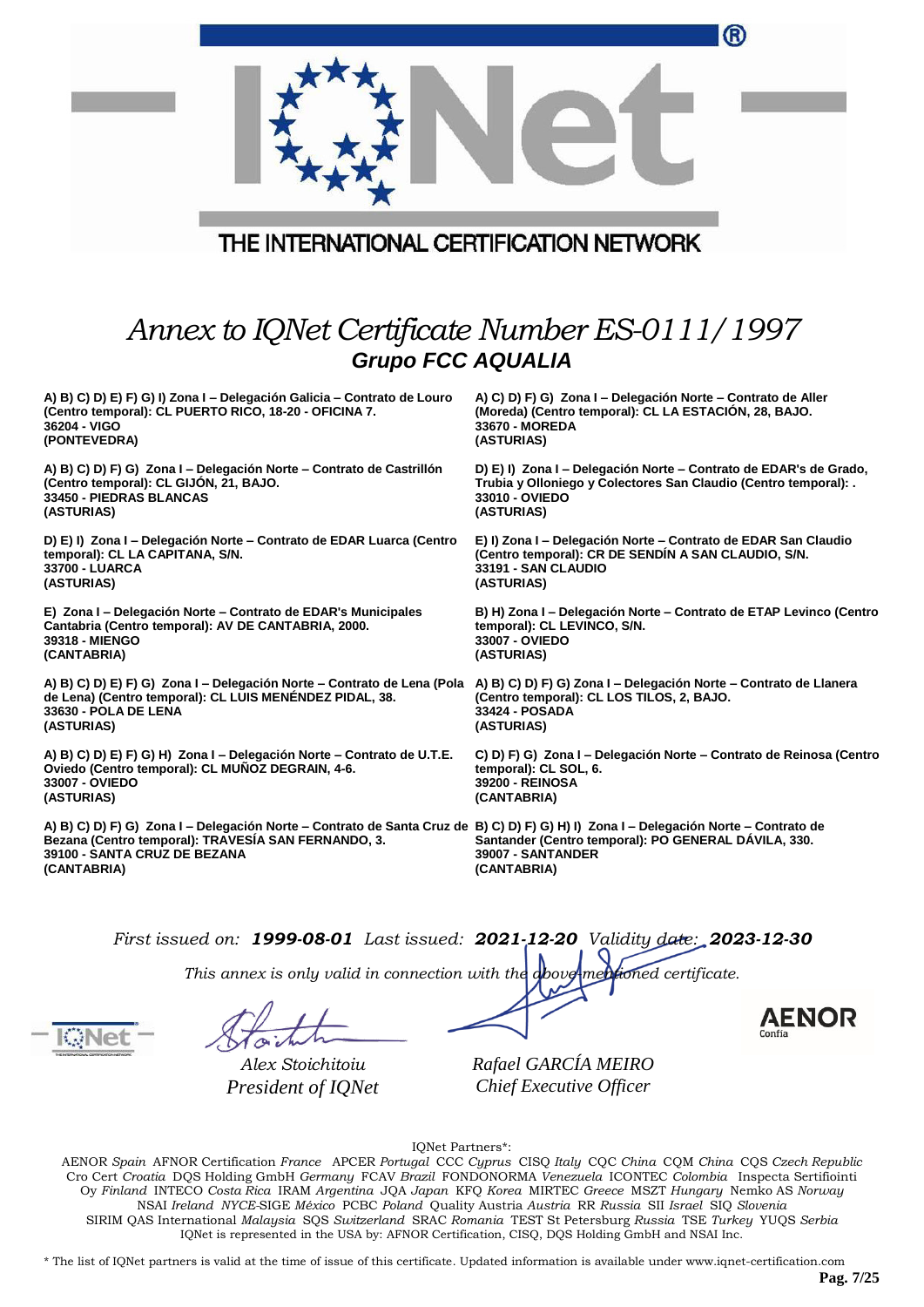THE INTERNATIONAL CERTIFICATION NETWORK

# *Annex to IQNet Certificate Number ES-0111/1997*

## *Grupo FCC AQUALIA*

**A) B) C) D) E) F) G) I) Zona I – Delegación Galicia – Contrato de Louro (Centro temporal): CL PUERTO RICO, 18-20 - OFICINA 7.
36204 - VIGO
(PONTEVEDRA)**

**A) B) C) D) F) G) Zona I – Delegación Norte – Contrato de Castrillón (Centro temporal): CL GIJÓN, 21, BAJO.
33450 - PIEDRAS BLANCAS
(ASTURIAS)**

**D) E) I) Zona I – Delegación Norte – Contrato de EDAR Luarca (Centro temporal): CL LA CAPITANA, S/N.
33700 - LUARCA
(ASTURIAS)**

**E) Zona I – Delegación Norte – Contrato de EDAR's Municipales Cantabria (Centro temporal): AV DE CANTABRIA, 2000.
39318 - MIENGO
(CANTABRIA)**

**A) B) C) D) E) F) G) Zona I – Delegación Norte – Contrato de Lena (Pola de Lena) (Centro temporal): CL LUIS MENÉNDEZ PIDAL, 38.
33630 - POLA DE LENA
(ASTURIAS)**

**A) B) C) D) E) F) G) H) Zona I – Delegación Norte – Contrato de U.T.E. Oviedo (Centro temporal): CL MUÑOZ DEGRAIN, 4-6.
33007 - OVIEDO
(ASTURIAS)**

**A) B) C) D) F) G) Zona I – Delegación Norte – Contrato de Santa Cruz de Bezana (Centro temporal): TRAVESÍA SAN FERNANDO, 3.
39100 - SANTA CRUZ DE BEZANA
(CANTABRIA)**

**A) C) D) F) G) Zona I – Delegación Norte – Contrato de Aller (Moreda) (Centro temporal): CL LA ESTACIÓN, 28, BAJO.
33670 - MOREDA
(ASTURIAS)**

**D) E) I) Zona I – Delegación Norte – Contrato de EDAR's de Grado, Trubia y Olloniego y Colectores San Claudio (Centro temporal): .
33010 - OVIEDO
(ASTURIAS)**

**E) I) Zona I – Delegación Norte – Contrato de EDAR San Claudio (Centro temporal): CR DE SENDÍN A SAN CLAUDIO, S/N.
33191 - SAN CLAUDIO
(ASTURIAS)**

**B) H) Zona I – Delegación Norte – Contrato de ETAP Levinco (Centro temporal): CL LEVINCO, S/N.
33007 - OVIEDO
(ASTURIAS)**

**A) B) C) D) F) G) Zona I – Delegación Norte – Contrato de Llanera (Centro temporal): CL LOS TILOS, 2, BAJO.
33424 - POSADA
(ASTURIAS)**

**C) D) F) G) Zona I – Delegación Norte – Contrato de Reinosa (Centro temporal): CL SOL, 6.
39200 - REINOSA
(CANTABRIA)**

**B) C) D) F) G) H) I) Zona I – Delegación Norte – Contrato de Santander (Centro temporal): PO GENERAL DÁVILA, 330.
39007 - SANTANDER
(CANTABRIA)**

*First issued on:* ***1999-08-01*** *Last issued:* ***2021-12-20*** *Validity date:* ***2023-12-30***

*This annex is only valid in connection with the above-mentioned certificate.*

*Alex Stoichitoiu*
*President of IQNet*

*Rafael GARCÍA MEIRO*
*Chief Executive Officer*

AENOR Confía

IQNet Partners*:

AENOR *Spain* AFNOR Certification *France* APCER *Portugal* CCC *Cyprus* CISQ *Italy* CQC *China* CQM *China* CQS *Czech Republic* Cro Cert *Croatia* DQS Holding GmbH *Germany* FCAV *Brazil* FONDONORMA *Venezuela* ICONTEC *Colombia* Inspecta Sertifiointi Oy *Finland* INTECO *Costa Rica* IRAM *Argentina* JQA *Japan* KFQ *Korea* MIRTEC *Greece* MSZT *Hungary* Nemko AS *Norway* NSAI *Ireland* *NYCE*-SIGE *México* PCBC *Poland* Quality Austria *Austria* RR *Russia* SII *Israel* SIQ *Slovenia* SIRIM QAS International *Malaysia* SQS *Switzerland* SRAC *Romania* TEST St Petersburg *Russia* TSE *Turkey* YUQS *Serbia*
IQNet is represented in the USA by: AFNOR Certification, CISQ, DQS Holding GmbH and NSAI Inc.

* The list of IQNet partners is valid at the time of issue of this certificate. Updated information is available under www.iqnet-certification.com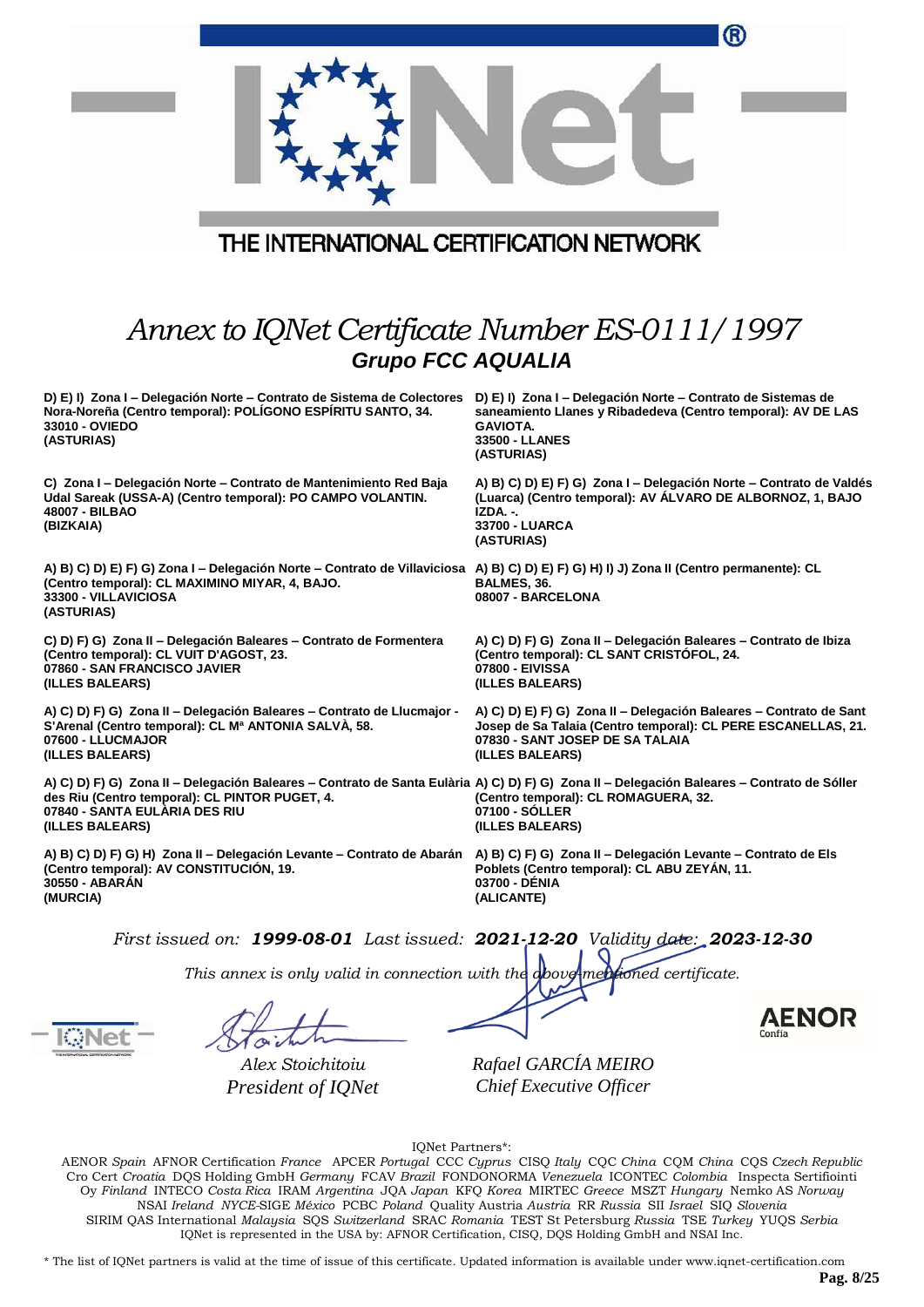THE INTERNATIONAL CERTIFICATION NETWORK

# *Annex to IQNet Certificate Number ES-0111/1997*

## *Grupo FCC AQUALIA*

**D) E) I) Zona I – Delegación Norte – Contrato de Sistema de Colectores Nora-Noreña (Centro temporal): POLÍGONO ESPÍRITU SANTO, 34.
33010 - OVIEDO
(ASTURIAS)**

**D) E) I) Zona I – Delegación Norte – Contrato de Sistemas de saneamiento Llanes y Ribadedeva (Centro temporal): AV DE LAS GAVIOTA.
33500 - LLANES
(ASTURIAS)**

**C) Zona I – Delegación Norte – Contrato de Mantenimiento Red Baja Udal Sareak (USSA-A) (Centro temporal): PO CAMPO VOLANTIN.
48007 - BILBAO
(BIZKAIA)**

**A) B) C) D) E) F) G) Zona I – Delegación Norte – Contrato de Valdés (Luarca) (Centro temporal): AV ÁLVARO DE ALBORNOZ, 1, BAJO IZDA. -.
33700 - LUARCA
(ASTURIAS)**

**A) B) C) D) E) F) G) Zona I – Delegación Norte – Contrato de Villaviciosa (Centro temporal): CL MAXIMINO MIYAR, 4, BAJO.
33300 - VILLAVICIOSA
(ASTURIAS)**

**A) B) C) D) E) F) G) H) I) J) Zona II (Centro permanente): CL BALMES, 36.
08007 - BARCELONA**

**C) D) F) G) Zona II – Delegación Baleares – Contrato de Formentera (Centro temporal): CL VUIT D'AGOST, 23.
07860 - SAN FRANCISCO JAVIER
(ILLES BALEARS)**

**A) C) D) F) G) Zona II – Delegación Baleares – Contrato de Ibiza (Centro temporal): CL SANT CRISTÓFOL, 24.
07800 - EIVISSA
(ILLES BALEARS)**

**A) C) D) F) G) Zona II – Delegación Baleares – Contrato de Llucmajor - S'Arenal (Centro temporal): CL Mª ANTONIA SALVÀ, 58.
07600 - LLUCMAJOR
(ILLES BALEARS)**

**A) C) D) E) F) G) Zona II – Delegación Baleares – Contrato de Sant Josep de Sa Talaia (Centro temporal): CL PERE ESCANELLAS, 21.
07830 - SANT JOSEP DE SA TALAIA
(ILLES BALEARS)**

**A) C) D) F) G) Zona II – Delegación Baleares – Contrato de Santa Eulària des Riu (Centro temporal): CL PINTOR PUGET, 4.
07840 - SANTA EULÀRIA DES RIU
(ILLES BALEARS)**

**A) C) D) F) G) Zona II – Delegación Baleares – Contrato de Sóller (Centro temporal): CL ROMAGUERA, 32.
07100 - SÓLLER
(ILLES BALEARS)**

**A) B) C) D) F) G) H) Zona II – Delegación Levante – Contrato de Abarán (Centro temporal): AV CONSTITUCIÓN, 19.
30550 - ABARÁN
(MURCIA)**

**A) B) C) F) G) Zona II – Delegación Levante – Contrato de Els Poblets (Centro temporal): CL ABU ZEYÁN, 11.
03700 - DÉNIA
(ALICANTE)**

*First issued on:* ***1999-08-01*** *Last issued:* ***2021-12-20*** *Validity date:* ***2023-12-30***

*This annex is only valid in connection with the above-mentioned certificate.*

*Alex Stoichitoiu*
*President of IQNet*

*Rafael GARCÍA MEIRO*
*Chief Executive Officer*

IQNet Partners*:

AENOR *Spain* AFNOR Certification *France* APCER *Portugal* CCC *Cyprus* CISQ *Italy* CQC *China* CQM *China* CQS *Czech Republic* Cro Cert *Croatia* DQS Holding GmbH *Germany* FCAV *Brazil* FONDONORMA *Venezuela* ICONTEC *Colombia* Inspecta Sertifiointi Oy *Finland* INTECO *Costa Rica* IRAM *Argentina* JQA *Japan* KFQ *Korea* MIRTEC *Greece* MSZT *Hungary* Nemko AS *Norway* NSAI *Ireland* *NYCE*-SIGE *México* PCBC *Poland* Quality Austria *Austria* RR *Russia* SII *Israel* SIQ *Slovenia* SIRIM QAS International *Malaysia* SQS *Switzerland* SRAC *Romania* TEST St Petersburg *Russia* TSE *Turkey* YUQS *Serbia*
IQNet is represented in the USA by: AFNOR Certification, CISQ, DQS Holding GmbH and NSAI Inc.

* The list of IQNet partners is valid at the time of issue of this certificate. Updated information is available under www.iqnet-certification.com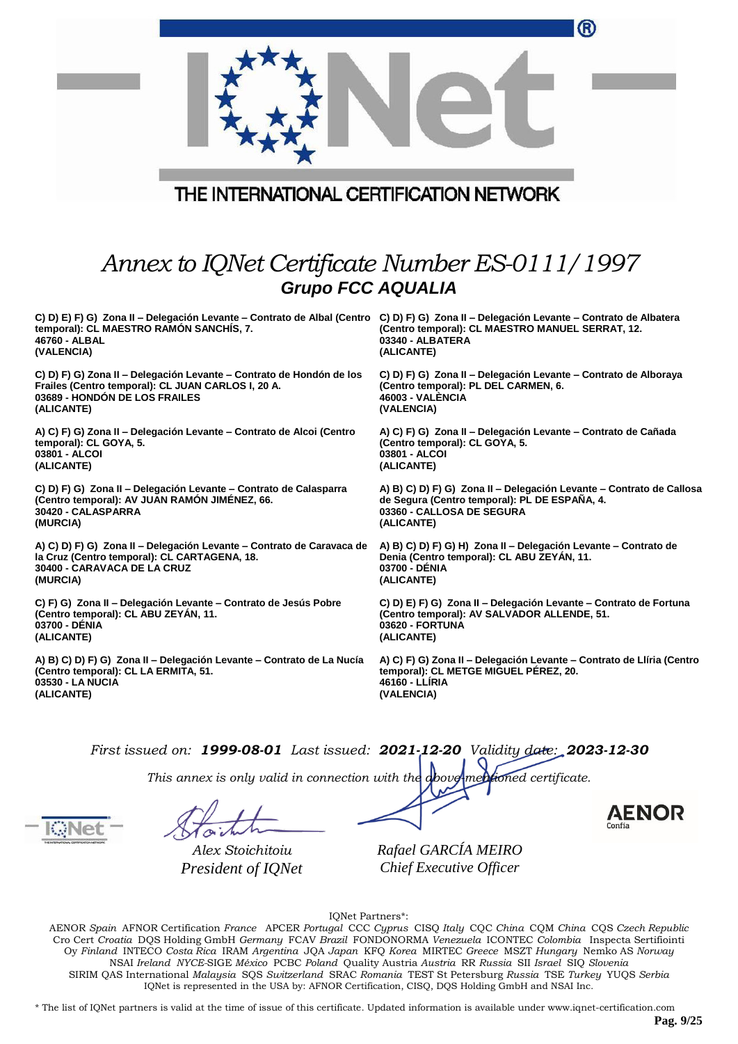# Annex to IQNet Certificate Number ES-0111/1997

## Grupo FCC AQUALIA

**C) D) E) F) G) Zona II – Delegación Levante – Contrato de Albal (Centro temporal): CL MAESTRO RAMÓN SANCHÍS, 7.**
**46760 - ALBAL**
**(VALENCIA)**

**C) D) F) G) Zona II – Delegación Levante – Contrato de Hondón de los Frailes (Centro temporal): CL JUAN CARLOS I, 20 A.**
**03689 - HONDÓN DE LOS FRAILES**
**(ALICANTE)**

**A) C) F) G) Zona II – Delegación Levante – Contrato de Alcoi (Centro temporal): CL GOYA, 5.**
**03801 - ALCOI**
**(ALICANTE)**

**C) D) F) G) Zona II – Delegación Levante – Contrato de Calasparra (Centro temporal): AV JUAN RAMÓN JIMÉNEZ, 66.**
**30420 - CALASPARRA**
**(MURCIA)**

**A) C) D) F) G) Zona II – Delegación Levante – Contrato de Caravaca de la Cruz (Centro temporal): CL CARTAGENA, 18.**
**30400 - CARAVACA DE LA CRUZ**
**(MURCIA)**

**C) F) G) Zona II – Delegación Levante – Contrato de Jesús Pobre (Centro temporal): CL ABU ZEYÁN, 11.**
**03700 - DÉNIA**
**(ALICANTE)**

**A) B) C) D) F) G) Zona II – Delegación Levante – Contrato de La Nucía (Centro temporal): CL LA ERMITA, 51.**
**03530 - LA NUCIA**
**(ALICANTE)**

**C) D) F) G) Zona II – Delegación Levante – Contrato de Albatera (Centro temporal): CL MAESTRO MANUEL SERRAT, 12.**
**03340 - ALBATERA**
**(ALICANTE)**

**C) D) F) G) Zona II – Delegación Levante – Contrato de Alboraya (Centro temporal): PL DEL CARMEN, 6.**
**46003 - VALÈNCIA**
**(VALENCIA)**

**A) C) F) G) Zona II – Delegación Levante – Contrato de Cañada (Centro temporal): CL GOYA, 5.**
**03801 - ALCOI**
**(ALICANTE)**

**A) B) C) D) F) G) Zona II – Delegación Levante – Contrato de Callosa de Segura (Centro temporal): PL DE ESPAÑA, 4.**
**03360 - CALLOSA DE SEGURA**
**(ALICANTE)**

**A) B) C) D) F) G) H) Zona II – Delegación Levante – Contrato de Denia (Centro temporal): CL ABU ZEYÁN, 11.**
**03700 - DÉNIA**
**(ALICANTE)**

**C) D) E) F) G) Zona II – Delegación Levante – Contrato de Fortuna (Centro temporal): AV SALVADOR ALLENDE, 51.**
**03620 - FORTUNA**
**(ALICANTE)**

**A) C) F) G) Zona II – Delegación Levante – Contrato de Llíria (Centro temporal): CL METGE MIGUEL PÉREZ, 20.**
**46160 - LLÍRIA**
**(VALENCIA)**

*First issued on:* ***1999-08-01*** *Last issued:* ***2021-12-20*** *Validity date:* ***2023-12-30***

*This annex is only valid in connection with the above-mentioned certificate.*

*Alex Stoichitoiu*
*President of IQNet*

*Rafael GARCÍA MEIRO*
*Chief Executive Officer*

IQNet Partners*:

AENOR *Spain* AFNOR Certification *France* APCER *Portugal* CCC *Cyprus* CISQ *Italy* CQC *China* CQM *China* CQS *Czech Republic* Cro Cert *Croatia* DQS Holding GmbH *Germany* FCAV *Brazil* FONDONORMA *Venezuela* ICONTEC *Colombia* Inspecta Sertifiointi Oy *Finland* INTECO *Costa Rica* IRAM *Argentina* JQA *Japan* KFQ *Korea* MIRTEC *Greece* MSZT *Hungary* Nemko AS *Norway* NSAI *Ireland* *NYCE*-SIGE *México* PCBC *Poland* Quality Austria *Austria* RR *Russia* SII *Israel* SIQ *Slovenia* SIRIM QAS International *Malaysia* SQS *Switzerland* SRAC *Romania* TEST St Petersburg *Russia* TSE *Turkey* YUQS *Serbia*
IQNet is represented in the USA by: AFNOR Certification, CISQ, DQS Holding GmbH and NSAI Inc.

* The list of IQNet partners is valid at the time of issue of this certificate. Updated information is available under www.iqnet-certification.com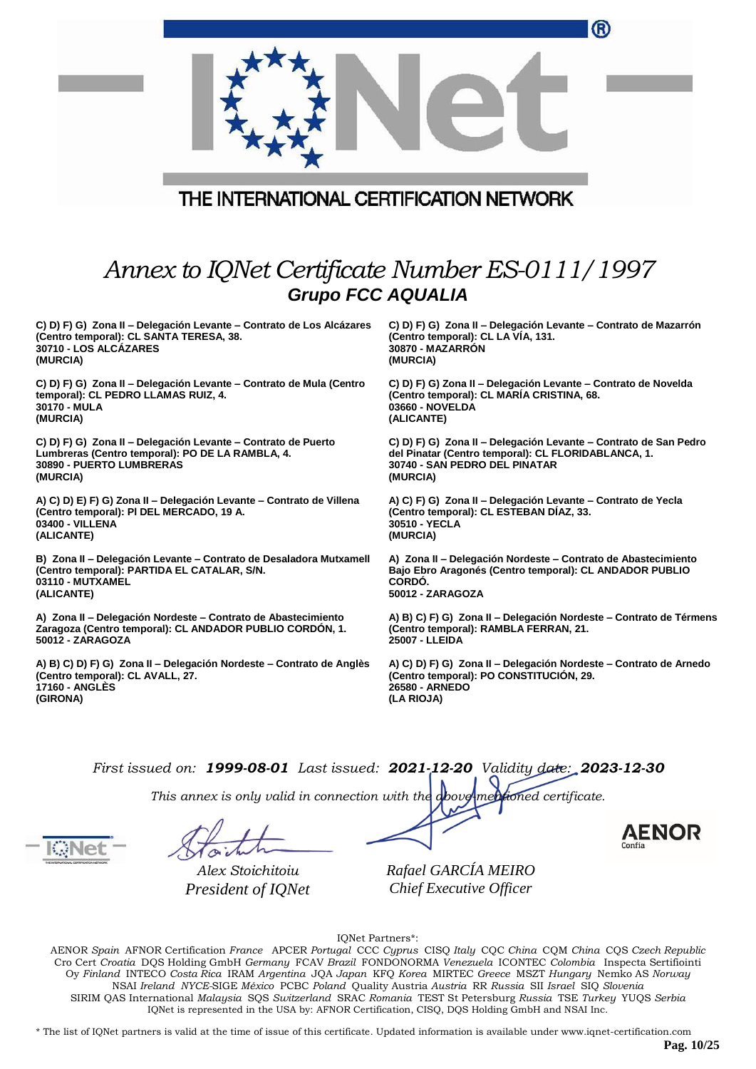THE INTERNATIONAL CERTIFICATION NETWORK

# *Annex to IQNet Certificate Number ES-0111/1997*

## *Grupo FCC AQUALIA*

**C) D) F) G) Zona II – Delegación Levante – Contrato de Los Alcázares (Centro temporal): CL SANTA TERESA, 38.
30710 - LOS ALCÁZARES
(MURCIA)**

**C) D) F) G) Zona II – Delegación Levante – Contrato de Mula (Centro temporal): CL PEDRO LLAMAS RUIZ, 4.
30170 - MULA
(MURCIA)**

**C) D) F) G) Zona II – Delegación Levante – Contrato de Puerto Lumbreras (Centro temporal): PO DE LA RAMBLA, 4.
30890 - PUERTO LUMBRERAS
(MURCIA)**

**A) C) D) E) F) G) Zona II – Delegación Levante – Contrato de Villena (Centro temporal): Pl DEL MERCADO, 19 A.
03400 - VILLENA
(ALICANTE)**

**B) Zona II – Delegación Levante – Contrato de Desaladora Mutxamell (Centro temporal): PARTIDA EL CATALAR, S/N.
03110 - MUTXAMEL
(ALICANTE)**

**A) Zona II – Delegación Nordeste – Contrato de Abastecimiento Zaragoza (Centro temporal): CL ANDADOR PUBLIO CORDÓN, 1.
50012 - ZARAGOZA**

**A) B) C) D) F) G) Zona II – Delegación Nordeste – Contrato de Anglès (Centro temporal): CL AVALL, 27.
17160 - ANGLÈS
(GIRONA)**

**C) D) F) G) Zona II – Delegación Levante – Contrato de Mazarrón (Centro temporal): CL LA VÍA, 131.
30870 - MAZARRÓN
(MURCIA)**

**C) D) F) G) Zona II – Delegación Levante – Contrato de Novelda (Centro temporal): CL MARÍA CRISTINA, 68.
03660 - NOVELDA
(ALICANTE)**

**C) D) F) G) Zona II – Delegación Levante – Contrato de San Pedro del Pinatar (Centro temporal): CL FLORIDABLANCA, 1.
30740 - SAN PEDRO DEL PINATAR
(MURCIA)**

**A) C) F) G) Zona II – Delegación Levante – Contrato de Yecla (Centro temporal): CL ESTEBAN DÍAZ, 33.
30510 - YECLA
(MURCIA)**

**A) Zona II – Delegación Nordeste – Contrato de Abastecimiento Bajo Ebro Aragonés (Centro temporal): CL ANDADOR PUBLIO CORDÓ.
50012 - ZARAGOZA**

**A) B) C) F) G) Zona II – Delegación Nordeste – Contrato de Térmens (Centro temporal): RAMBLA FERRAN, 21.
25007 - LLEIDA**

**A) C) D) F) G) Zona II – Delegación Nordeste – Contrato de Arnedo (Centro temporal): PO CONSTITUCIÓN, 29.
26580 - ARNEDO
(LA RIOJA)**

*First issued on:* ***1999-08-01*** *Last issued:* ***2021-12-20*** *Validity date:* ***2023-12-30***

*This annex is only valid in connection with the above-mentioned certificate.*

*Alex Stoichitoiu*
*President of IQNet*

*Rafael GARCÍA MEIRO*
*Chief Executive Officer*

AENOR Confía

IQNet Partners*:

AENOR *Spain* AFNOR Certification *France* APCER *Portugal* CCC *Cyprus* CISQ *Italy* CQC *China* CQM *China* CQS *Czech Republic* Cro Cert *Croatia* DQS Holding GmbH *Germany* FCAV *Brazil* FONDONORMA *Venezuela* ICONTEC *Colombia* Inspecta Sertifiointi Oy *Finland* INTECO *Costa Rica* IRAM *Argentina* JQA *Japan* KFQ *Korea* MIRTEC *Greece* MSZT *Hungary* Nemko AS *Norway* NSAI *Ireland* *NYCE*-SIGE *México* PCBC *Poland* Quality Austria *Austria* RR *Russia* SII *Israel* SIQ *Slovenia* SIRIM QAS International *Malaysia* SQS *Switzerland* SRAC *Romania* TEST St Petersburg *Russia* TSE *Turkey* YUQS *Serbia*
IQNet is represented in the USA by: AFNOR Certification, CISQ, DQS Holding GmbH and NSAI Inc.

* The list of IQNet partners is valid at the time of issue of this certificate. Updated information is available under www.iqnet-certification.com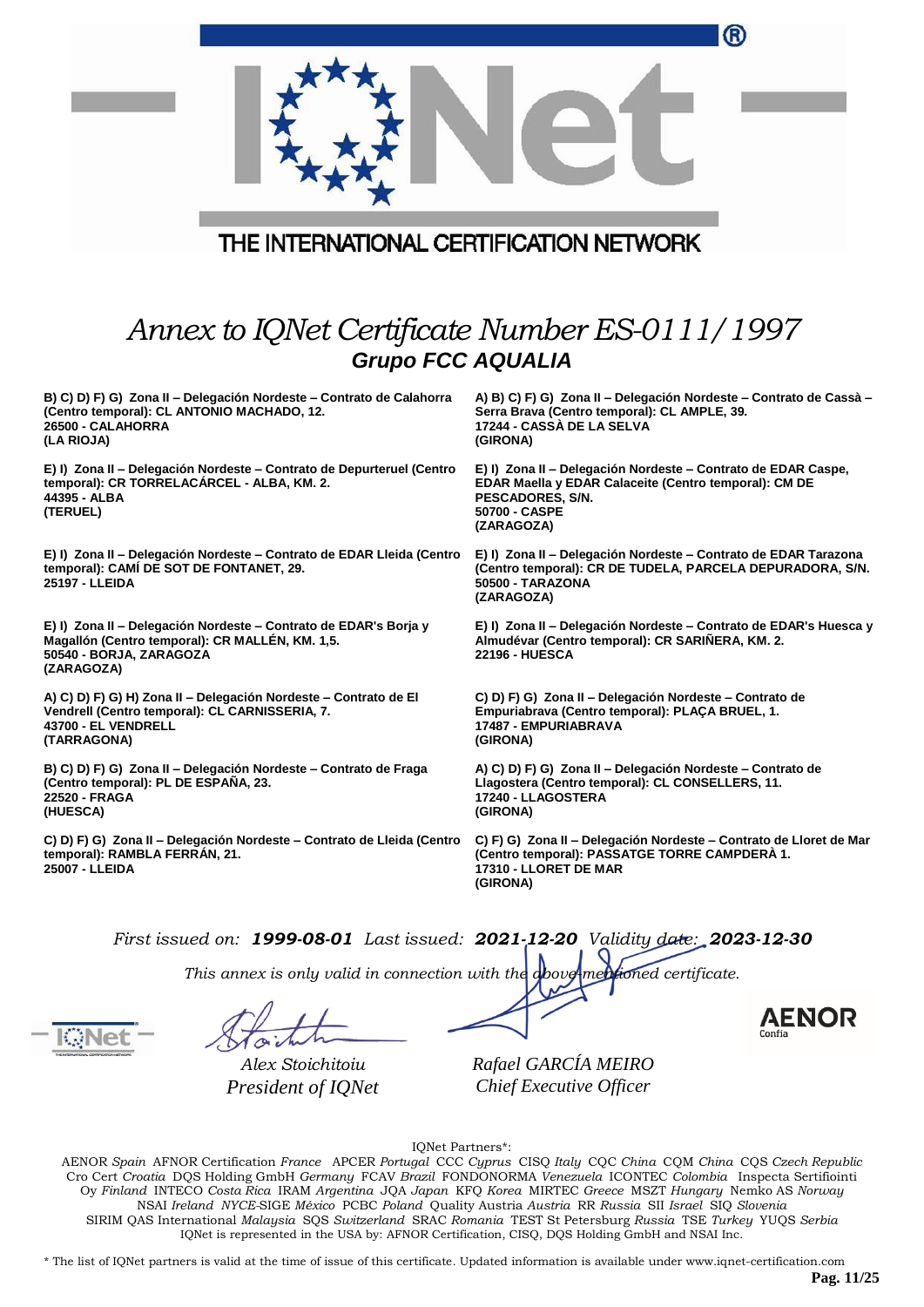THE INTERNATIONAL CERTIFICATION NETWORK

# *Annex to IQNet Certificate Number ES-0111/1997*

## *Grupo FCC AQUALIA*

**B) C) D) F) G) Zona II – Delegación Nordeste – Contrato de Calahorra (Centro temporal): CL ANTONIO MACHADO, 12.
26500 - CALAHORRA
(LA RIOJA)**

**E) I) Zona II – Delegación Nordeste – Contrato de Depurteruel (Centro temporal): CR TORRELACÁRCEL - ALBA, KM. 2.
44395 - ALBA
(TERUEL)**

**E) I) Zona II – Delegación Nordeste – Contrato de EDAR Lleida (Centro temporal): CAMÍ DE SOT DE FONTANET, 29.
25197 - LLEIDA**

**E) I) Zona II – Delegación Nordeste – Contrato de EDAR's Borja y Magallón (Centro temporal): CR MALLÉN, KM. 1,5.
50540 - BORJA, ZARAGOZA
(ZARAGOZA)**

**A) C) D) F) G) H) Zona II – Delegación Nordeste – Contrato de El Vendrell (Centro temporal): CL CARNISSERIA, 7.
43700 - EL VENDRELL
(TARRAGONA)**

**B) C) D) F) G) Zona II – Delegación Nordeste – Contrato de Fraga (Centro temporal): PL DE ESPAÑA, 23.
22520 - FRAGA
(HUESCA)**

**C) D) F) G) Zona II – Delegación Nordeste – Contrato de Lleida (Centro temporal): RAMBLA FERRÁN, 21.
25007 - LLEIDA**

**A) B) C) F) G) Zona II – Delegación Nordeste – Contrato de Cassà – Serra Brava (Centro temporal): CL AMPLE, 39.
17244 - CASSÀ DE LA SELVA
(GIRONA)**

**E) I) Zona II – Delegación Nordeste – Contrato de EDAR Caspe, EDAR Maella y EDAR Calaceite (Centro temporal): CM DE PESCADORES, S/N.
50700 - CASPE
(ZARAGOZA)**

**E) I) Zona II – Delegación Nordeste – Contrato de EDAR Tarazona (Centro temporal): CR DE TUDELA, PARCELA DEPURADORA, S/N.
50500 - TARAZONA
(ZARAGOZA)**

**E) I) Zona II – Delegación Nordeste – Contrato de EDAR's Huesca y Almudévar (Centro temporal): CR SARIÑERA, KM. 2.
22196 - HUESCA**

**C) D) F) G) Zona II – Delegación Nordeste – Contrato de Empuriabrava (Centro temporal): PLAÇA BRUEL, 1.
17487 - EMPURIABRAVA
(GIRONA)**

**A) C) D) F) G) Zona II – Delegación Nordeste – Contrato de Llagostera (Centro temporal): CL CONSELLERS, 11.
17240 - LLAGOSTERA
(GIRONA)**

**C) F) G) Zona II – Delegación Nordeste – Contrato de Lloret de Mar (Centro temporal): PASSATGE TORRE CAMPDERÀ 1.
17310 - LLORET DE MAR
(GIRONA)**

*First issued on:* ***1999-08-01*** *Last issued:* ***2021-12-20*** *Validity date:* ***2023-12-30***

*This annex is only valid in connection with the above-mentioned certificate.*

*Alex Stoichitoiu*
*President of IQNet*

*Rafael GARCÍA MEIRO*
*Chief Executive Officer*

AENOR Confía

IQNet Partners*:

AENOR *Spain* AFNOR Certification *France* APCER *Portugal* CCC *Cyprus* CISQ *Italy* CQC *China* CQM *China* CQS *Czech Republic* Cro Cert *Croatia* DQS Holding GmbH *Germany* FCAV *Brazil* FONDONORMA *Venezuela* ICONTEC *Colombia* Inspecta Sertifiointi Oy *Finland* INTECO *Costa Rica* IRAM *Argentina* JQA *Japan* KFQ *Korea* MIRTEC *Greece* MSZT *Hungary* Nemko AS *Norway* NSAI *Ireland* *NYCE*-SIGE *México* PCBC *Poland* Quality Austria *Austria* RR *Russia* SII *Israel* SIQ *Slovenia* SIRIM QAS International *Malaysia* SQS *Switzerland* SRAC *Romania* TEST St Petersburg *Russia* TSE *Turkey* YUQS *Serbia*
IQNet is represented in the USA by: AFNOR Certification, CISQ, DQS Holding GmbH and NSAI Inc.

* The list of IQNet partners is valid at the time of issue of this certificate. Updated information is available under www.iqnet-certification.com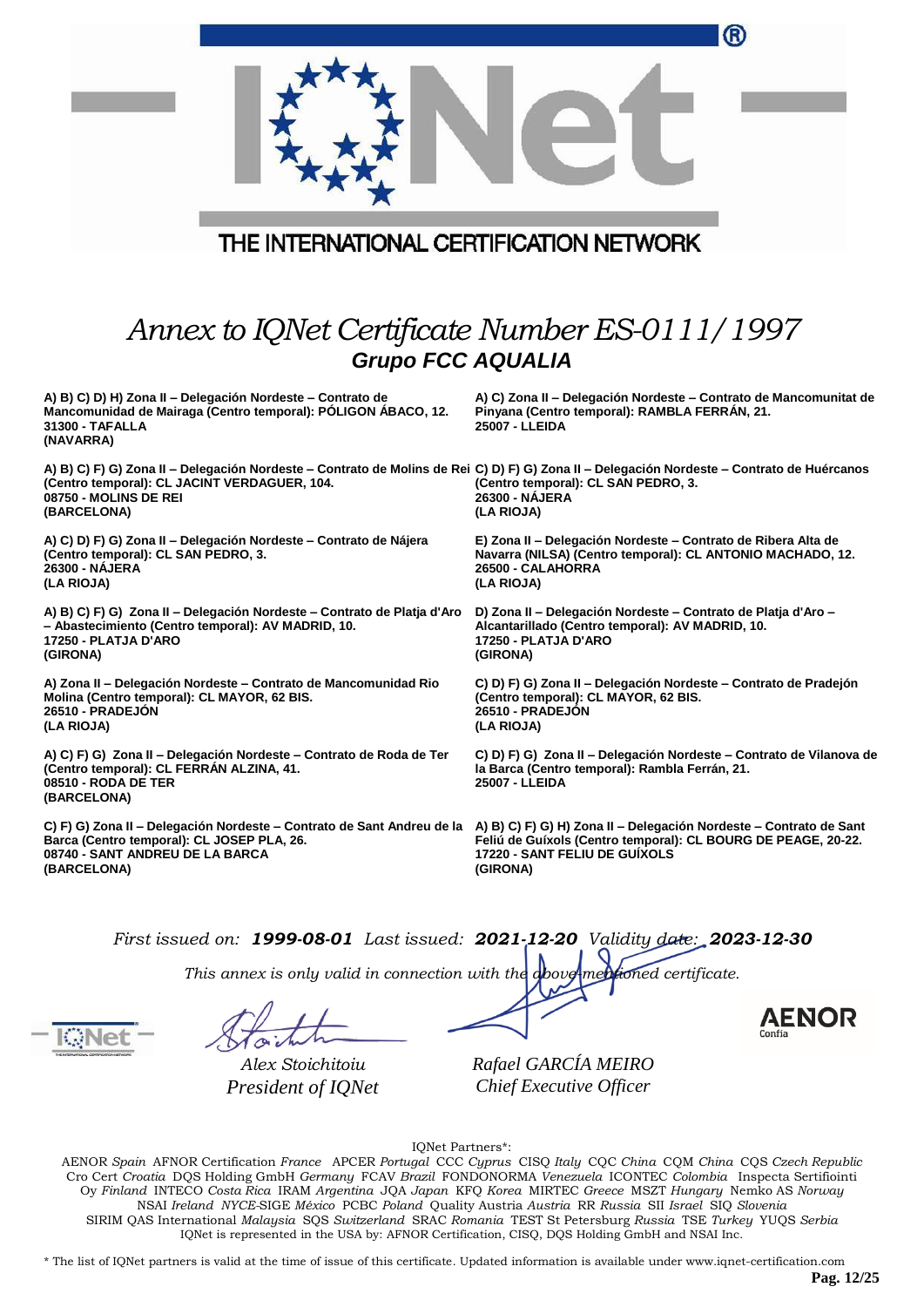THE INTERNATIONAL CERTIFICATION NETWORK

# *Annex to IQNet Certificate Number ES-0111/1997*

## ***Grupo FCC AQUALIA***

**A) B) C) D) H) Zona II – Delegación Nordeste – Contrato de Mancomunidad de Mairaga (Centro temporal): PÓLIGON ÁBACO, 12.**
**31300 - TAFALLA**
**(NAVARRA)**

**A) C) Zona II – Delegación Nordeste – Contrato de Mancomunitat de Pinyana (Centro temporal): RAMBLA FERRÁN, 21.**
**25007 - LLEIDA**

**A) B) C) F) G) Zona II – Delegación Nordeste – Contrato de Molins de Rei (Centro temporal): CL JACINT VERDAGUER, 104.**
**08750 - MOLINS DE REI**
**(BARCELONA)**

**C) D) F) G) Zona II – Delegación Nordeste – Contrato de Huércanos (Centro temporal): CL SAN PEDRO, 3.**
**26300 - NÁJERA**
**(LA RIOJA)**

**A) C) D) F) G) Zona II – Delegación Nordeste – Contrato de Nájera (Centro temporal): CL SAN PEDRO, 3.**
**26300 - NÁJERA**
**(LA RIOJA)**

**E) Zona II – Delegación Nordeste – Contrato de Ribera Alta de Navarra (NILSA) (Centro temporal): CL ANTONIO MACHADO, 12.**
**26500 - CALAHORRA**
**(LA RIOJA)**

**A) B) C) F) G) Zona II – Delegación Nordeste – Contrato de Platja d'Aro – Abastecimiento (Centro temporal): AV MADRID, 10.**
**17250 - PLATJA D'ARO**
**(GIRONA)**

**D) Zona II – Delegación Nordeste – Contrato de Platja d'Aro – Alcantarillado (Centro temporal): AV MADRID, 10.**
**17250 - PLATJA D'ARO**
**(GIRONA)**

**A) Zona II – Delegación Nordeste – Contrato de Mancomunidad Rio Molina (Centro temporal): CL MAYOR, 62 BIS.**
**26510 - PRADEJÓN**
**(LA RIOJA)**

**C) D) F) G) Zona II – Delegación Nordeste – Contrato de Pradejón (Centro temporal): CL MAYOR, 62 BIS.**
**26510 - PRADEJÓN**
**(LA RIOJA)**

**A) C) F) G) Zona II – Delegación Nordeste – Contrato de Roda de Ter (Centro temporal): CL FERRÁN ALZINA, 41.**
**08510 - RODA DE TER**
**(BARCELONA)**

**C) D) F) G) Zona II – Delegación Nordeste – Contrato de Vilanova de la Barca (Centro temporal): Rambla Ferrán, 21.**
**25007 - LLEIDA**

**C) F) G) Zona II – Delegación Nordeste – Contrato de Sant Andreu de la Barca (Centro temporal): CL JOSEP PLA, 26.**
**08740 - SANT ANDREU DE LA BARCA**
**(BARCELONA)**

**A) B) C) F) G) H) Zona II – Delegación Nordeste – Contrato de Sant Feliú de Guíxols (Centro temporal): CL BOURG DE PEAGE, 20-22.**
**17220 - SANT FELIU DE GUÍXOLS**
**(GIRONA)**

*First issued on:* ***1999-08-01*** *Last issued:* ***2021-12-20*** *Validity date:* ***2023-12-30***

*This annex is only valid in connection with the above-mentioned certificate.*

*Alex Stoichitoiu*
*President of IQNet*

*Rafael GARCÍA MEIRO*
*Chief Executive Officer*

AENOR Confía

IQNet Partners*:

AENOR *Spain* AFNOR Certification *France* APCER *Portugal* CCC *Cyprus* CISQ *Italy* CQC *China* CQM *China* CQS *Czech Republic* Cro Cert *Croatia* DQS Holding GmbH *Germany* FCAV *Brazil* FONDONORMA *Venezuela* ICONTEC *Colombia* Inspecta Sertifiointi Oy *Finland* INTECO *Costa Rica* IRAM *Argentina* JQA *Japan* KFQ *Korea* MIRTEC *Greece* MSZT *Hungary* Nemko AS *Norway* NSAI *Ireland* *NYCE*-SIGE *México* PCBC *Poland* Quality Austria *Austria* RR *Russia* SII *Israel* SIQ *Slovenia* SIRIM QAS International *Malaysia* SQS *Switzerland* SRAC *Romania* TEST St Petersburg *Russia* TSE *Turkey* YUQS *Serbia*
IQNet is represented in the USA by: AFNOR Certification, CISQ, DQS Holding GmbH and NSAI Inc.

* The list of IQNet partners is valid at the time of issue of this certificate. Updated information is available under www.iqnet-certification.com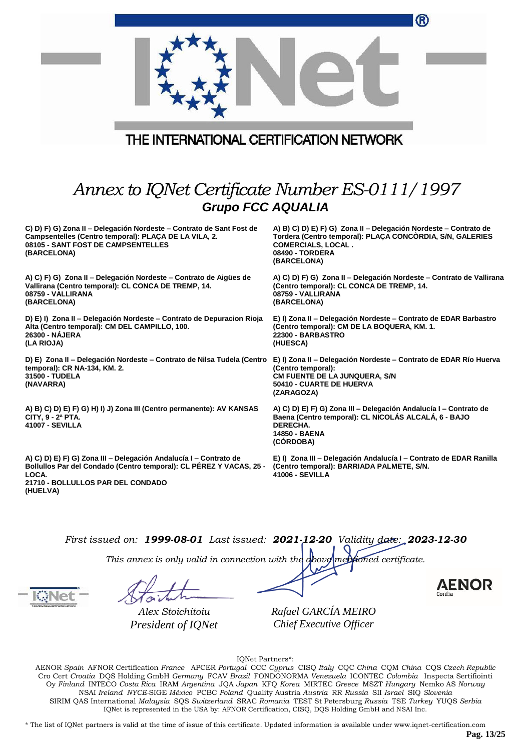THE INTERNATIONAL CERTIFICATION NETWORK

# *Annex to IQNet Certificate Number ES-0111/1997*

## *Grupo FCC AQUALIA*

**C) D) F) G) Zona II – Delegación Nordeste – Contrato de Sant Fost de Campsentelles (Centro temporal): PLAÇA DE LA VILA, 2.**
**08105 - SANT FOST DE CAMPSENTELLES**
**(BARCELONA)**

**A) B) C) D) E) F) G) Zona II – Delegación Nordeste – Contrato de Tordera (Centro temporal): PLAÇA CONCÒRDIA, S/N, GALERIES COMERCIALS, LOCAL .**
**08490 - TORDERA**
**(BARCELONA)**

**A) C) F) G) Zona II – Delegación Nordeste – Contrato de Aigües de Vallirana (Centro temporal): CL CONCA DE TREMP, 14.**
**08759 - VALLIRANA**
**(BARCELONA)**

**A) C) D) F) G) Zona II – Delegación Nordeste – Contrato de Vallirana (Centro temporal): CL CONCA DE TREMP, 14.**
**08759 - VALLIRANA**
**(BARCELONA)**

**D) E) I) Zona II – Delegación Nordeste – Contrato de Depuracion Rioja Alta (Centro temporal): CM DEL CAMPILLO, 100.**
**26300 - NÁJERA**
**(LA RIOJA)**

**E) I) Zona II – Delegación Nordeste – Contrato de EDAR Barbastro (Centro temporal): CM DE LA BOQUERA, KM. 1.**
**22300 - BARBASTRO**
**(HUESCA)**

**D) E) Zona II – Delegación Nordeste – Contrato de Nilsa Tudela (Centro temporal): CR NA-134, KM. 2.**
**31500 - TUDELA**
**(NAVARRA)**

**E) I) Zona II – Delegación Nordeste – Contrato de EDAR Río Huerva (Centro temporal):**
**CM FUENTE DE LA JUNQUERA, S/N**
**50410 - CUARTE DE HUERVA**
**(ZARAGOZA)**

**A) B) C) D) E) F) G) H) I) J) Zona III (Centro permanente): AV KANSAS CITY, 9 - 2ª PTA.**
**41007 - SEVILLA**

**A) C) D) E) F) G) Zona III – Delegación Andalucía I – Contrato de Baena (Centro temporal): CL NICOLÁS ALCALÁ, 6 - BAJO DERECHA.**
**14850 - BAENA**
**(CÓRDOBA)**

**A) C) D) E) F) G) Zona III – Delegación Andalucía I – Contrato de Bollullos Par del Condado (Centro temporal): CL PÉREZ Y VACAS, 25 - LOCA.**
**21710 - BOLLULLOS PAR DEL CONDADO**
**(HUELVA)**

**E) I) Zona III – Delegación Andalucía I – Contrato de EDAR Ranilla (Centro temporal): BARRIADA PALMETE, S/N.**
**41006 - SEVILLA**

*First issued on:* ***1999-08-01*** *Last issued:* ***2021-12-20*** *Validity date:* ***2023-12-30***

*This annex is only valid in connection with the above-mentioned certificate.*

*Alex Stoichitoiu*
*President of IQNet*

*Rafael GARCÍA MEIRO*
*Chief Executive Officer*

AENOR Confía

IQNet Partners*:

AENOR *Spain* AFNOR Certification *France* APCER *Portugal* CCC *Cyprus* CISQ *Italy* CQC *China* CQM *China* CQS *Czech Republic* Cro Cert *Croatia* DQS Holding GmbH *Germany* FCAV *Brazil* FONDONORMA *Venezuela* ICONTEC *Colombia* Inspecta Sertifiointi Oy *Finland* INTECO *Costa Rica* IRAM *Argentina* JQA *Japan* KFQ *Korea* MIRTEC *Greece* MSZT *Hungary* Nemko AS *Norway* NSAI *Ireland* *NYCE*-SIGE *México* PCBC *Poland* Quality Austria *Austria* RR *Russia* SII *Israel* SIQ *Slovenia* SIRIM QAS International *Malaysia* SQS *Switzerland* SRAC *Romania* TEST St Petersburg *Russia* TSE *Turkey* YUQS *Serbia*
IQNet is represented in the USA by: AFNOR Certification, CISQ, DQS Holding GmbH and NSAI Inc.

* The list of IQNet partners is valid at the time of issue of this certificate. Updated information is available under www.iqnet-certification.com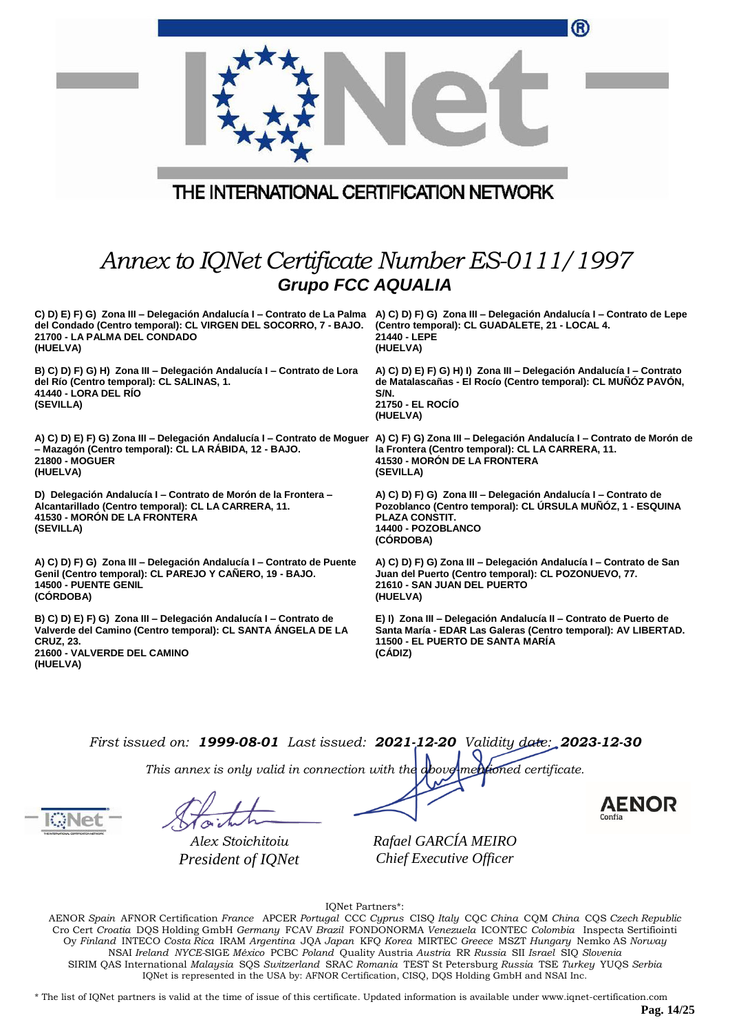THE INTERNATIONAL CERTIFICATION NETWORK

# *Annex to IQNet Certificate Number ES-0111/1997*

## *Grupo FCC AQUALIA*

**C) D) E) F) G) Zona III – Delegación Andalucía I – Contrato de La Palma del Condado (Centro temporal): CL VIRGEN DEL SOCORRO, 7 - BAJO. 21700 - LA PALMA DEL CONDADO (HUELVA)**

**B) C) D) F) G) H) Zona III – Delegación Andalucía I – Contrato de Lora del Río (Centro temporal): CL SALINAS, 1. 41440 - LORA DEL RÍO (SEVILLA)**

**A) C) D) E) F) G) Zona III – Delegación Andalucía I – Contrato de Moguer – Mazagón (Centro temporal): CL LA RÁBIDA, 12 - BAJO. 21800 - MOGUER (HUELVA)**

**D) Delegación Andalucía I – Contrato de Morón de la Frontera – Alcantarillado (Centro temporal): CL LA CARRERA, 11. 41530 - MORÓN DE LA FRONTERA (SEVILLA)**

**A) C) D) F) G) Zona III – Delegación Andalucía I – Contrato de Puente Genil (Centro temporal): CL PAREJO Y CAÑERO, 19 - BAJO. 14500 - PUENTE GENIL (CÓRDOBA)**

**B) C) D) E) F) G) Zona III – Delegación Andalucía I – Contrato de Valverde del Camino (Centro temporal): CL SANTA ÁNGELA DE LA CRUZ, 23. 21600 - VALVERDE DEL CAMINO (HUELVA)**

**A) C) D) F) G) Zona III – Delegación Andalucía I – Contrato de Lepe (Centro temporal): CL GUADALETE, 21 - LOCAL 4. 21440 - LEPE (HUELVA)**

**A) C) D) E) F) G) H) I) Zona III – Delegación Andalucía I – Contrato de Matalascañas - El Rocío (Centro temporal): CL MUÑÓZ PAVÓN, S/N. 21750 - EL ROCÍO (HUELVA)**

**A) C) F) G) Zona III – Delegación Andalucía I – Contrato de Morón de la Frontera (Centro temporal): CL LA CARRERA, 11. 41530 - MORÓN DE LA FRONTERA (SEVILLA)**

**A) C) D) F) G) Zona III – Delegación Andalucía I – Contrato de Pozoblanco (Centro temporal): CL ÚRSULA MUÑÓZ, 1 - ESQUINA PLAZA CONSTIT. 14400 - POZOBLANCO (CÓRDOBA)**

**A) C) D) F) G) Zona III – Delegación Andalucía I – Contrato de San Juan del Puerto (Centro temporal): CL POZONUEVO, 77. 21610 - SAN JUAN DEL PUERTO (HUELVA)**

**E) I) Zona III – Delegación Andalucía II – Contrato de Puerto de Santa María - EDAR Las Galeras (Centro temporal): AV LIBERTAD. 11500 - EL PUERTO DE SANTA MARÍA (CÁDIZ)**

*First issued on:* ***1999-08-01*** *Last issued:* ***2021-12-20*** *Validity date:* ***2023-12-30***

*This annex is only valid in connection with the above-mentioned certificate.*

*Alex Stoichitoiu*
*President of IQNet*

*Rafael GARCÍA MEIRO*
*Chief Executive Officer*

AENOR Confía

IQNet Partners*:

AENOR *Spain* AFNOR Certification *France* APCER *Portugal* CCC *Cyprus* CISQ *Italy* CQC *China* CQM *China* CQS *Czech Republic* Cro Cert *Croatia* DQS Holding GmbH *Germany* FCAV *Brazil* FONDONORMA *Venezuela* ICONTEC *Colombia* Inspecta Sertifiointi Oy *Finland* INTECO *Costa Rica* IRAM *Argentina* JQA *Japan* KFQ *Korea* MIRTEC *Greece* MSZT *Hungary* Nemko AS *Norway* NSAI *Ireland* *NYCE*-SIGE *México* PCBC *Poland* Quality Austria *Austria* RR *Russia* SII *Israel* SIQ *Slovenia* SIRIM QAS International *Malaysia* SQS *Switzerland* SRAC *Romania* TEST St Petersburg *Russia* TSE *Turkey* YUQS *Serbia* IQNet is represented in the USA by: AFNOR Certification, CISQ, DQS Holding GmbH and NSAI Inc.

* The list of IQNet partners is valid at the time of issue of this certificate. Updated information is available under www.iqnet-certification.com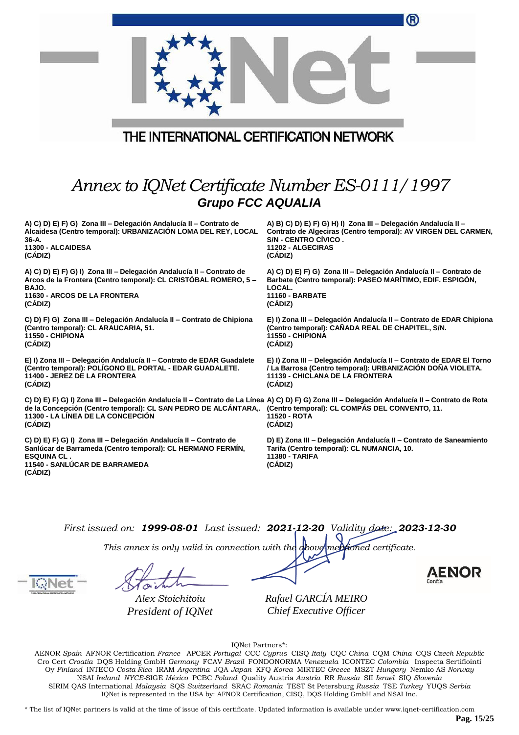THE INTERNATIONAL CERTIFICATION NETWORK

# *Annex to IQNet Certificate Number ES-0111/1997*

## *Grupo FCC AQUALIA*

**A) C) D) E) F) G) Zona III – Delegación Andalucía II – Contrato de Alcaidesa (Centro temporal): URBANIZACIÓN LOMA DEL REY, LOCAL 36-A.**
**11300 - ALCAIDESA**
**(CÁDIZ)**

**A) C) D) E) F) G) I) Zona III – Delegación Andalucía II – Contrato de Arcos de la Frontera (Centro temporal): CL CRISTÓBAL ROMERO, 5 – BAJO.**
**11630 - ARCOS DE LA FRONTERA**
**(CÁDIZ)**

**C) D) F) G) Zona III – Delegación Andalucía II – Contrato de Chipiona (Centro temporal): CL ARAUCARIA, 51.**
**11550 - CHIPIONA**
**(CÁDIZ)**

**E) I) Zona III – Delegación Andalucía II – Contrato de EDAR Guadalete (Centro temporal): POLÍGONO EL PORTAL - EDAR GUADALETE.**
**11400 - JEREZ DE LA FRONTERA**
**(CÁDIZ)**

**C) D) E) F) G) I) Zona III – Delegación Andalucía II – Contrato de La Línea de la Concepción (Centro temporal): CL SAN PEDRO DE ALCÁNTARA,.**
**11300 - LA LÍNEA DE LA CONCEPCIÓN**
**(CÁDIZ)**

**C) D) E) F) G) I) Zona III – Delegación Andalucía II – Contrato de Sanlúcar de Barrameda (Centro temporal): CL HERMANO FERMÍN, ESQUINA CL .**
**11540 - SANLÚCAR DE BARRAMEDA**
**(CÁDIZ)**

**A) B) C) D) E) F) G) H) I) Zona III – Delegación Andalucía II – Contrato de Algeciras (Centro temporal): AV VIRGEN DEL CARMEN, S/N - CENTRO CÍVICO .**
**11202 - ALGECIRAS**
**(CÁDIZ)**

**A) C) D) E) F) G) Zona III – Delegación Andalucía II – Contrato de Barbate (Centro temporal): PASEO MARÍTIMO, EDIF. ESPIGÓN, LOCAL.**
**11160 - BARBATE**
**(CÁDIZ)**

**E) I) Zona III – Delegación Andalucía II – Contrato de EDAR Chipiona (Centro temporal): CAÑADA REAL DE CHAPITEL, S/N.**
**11550 - CHIPIONA**
**(CÁDIZ)**

**E) I) Zona III – Delegación Andalucía II – Contrato de EDAR El Torno / La Barrosa (Centro temporal): URBANIZACIÓN DOÑA VIOLETA.**
**11139 - CHICLANA DE LA FRONTERA**
**(CÁDIZ)**

**A) C) D) F) G) Zona III – Delegación Andalucía II – Contrato de Rota (Centro temporal): CL COMPÁS DEL CONVENTO, 11.**
**11520 - ROTA**
**(CÁDIZ)**

**D) E) Zona III – Delegación Andalucía II – Contrato de Saneamiento Tarifa (Centro temporal): CL NUMANCIA, 10.**
**11380 - TARIFA**
**(CÁDIZ)**

*First issued on:* ***1999-08-01*** *Last issued:* ***2021-12-20*** *Validity date:* ***2023-12-30***

*This annex is only valid in connection with the above-mentioned certificate.*

*Alex Stoichitoiu*
*President of IQNet*

*Rafael GARCÍA MEIRO*
*Chief Executive Officer*

AENOR Confía

IQNet Partners*:

AENOR *Spain* AFNOR Certification *France* APCER *Portugal* CCC *Cyprus* CISQ *Italy* CQC *China* CQM *China* CQS *Czech Republic* Cro Cert *Croatia* DQS Holding GmbH *Germany* FCAV *Brazil* FONDONORMA *Venezuela* ICONTEC *Colombia* Inspecta Sertifiointi Oy *Finland* INTECO *Costa Rica* IRAM *Argentina* JQA *Japan* KFQ *Korea* MIRTEC *Greece* MSZT *Hungary* Nemko AS *Norway* NSAI *Ireland* *NYCE*-SIGE *México* PCBC *Poland* Quality Austria *Austria* RR *Russia* SII *Israel* SIQ *Slovenia* SIRIM QAS International *Malaysia* SQS *Switzerland* SRAC *Romania* TEST St Petersburg *Russia* TSE *Turkey* YUQS *Serbia*
IQNet is represented in the USA by: AFNOR Certification, CISQ, DQS Holding GmbH and NSAI Inc.

* The list of IQNet partners is valid at the time of issue of this certificate. Updated information is available under www.iqnet-certification.com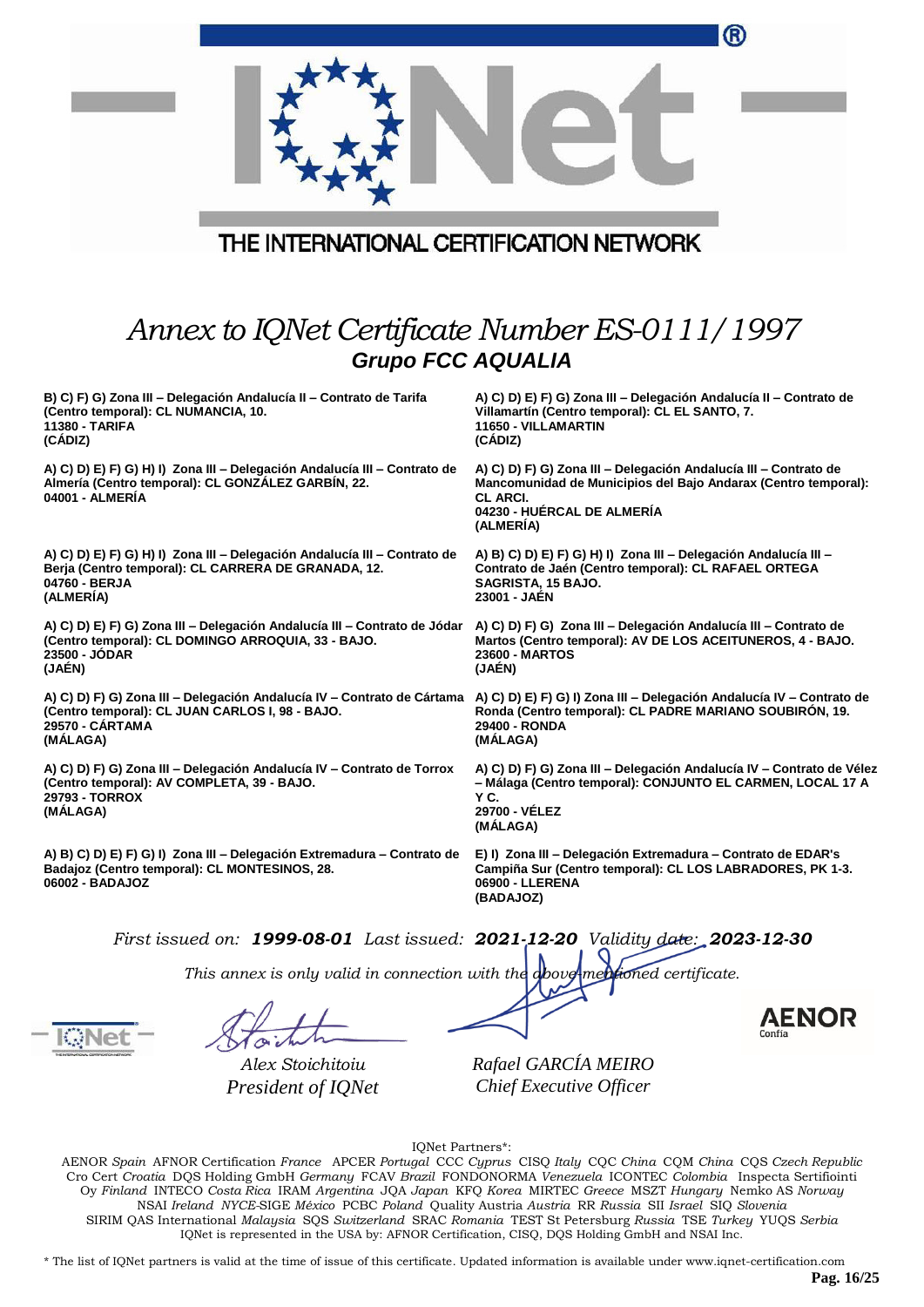# Annex to IQNet Certificate Number ES-0111/1997

## Grupo FCC AQUALIA

**B) C) F) G) Zona III – Delegación Andalucía II – Contrato de Tarifa (Centro temporal): CL NUMANCIA, 10.**
**11380 - TARIFA**
**(CÁDIZ)**

**A) C) D) E) F) G) Zona III – Delegación Andalucía II – Contrato de Villamartín (Centro temporal): CL EL SANTO, 7.**
**11650 - VILLAMARTIN**
**(CÁDIZ)**

**A) C) D) E) F) G) H) I) Zona III – Delegación Andalucía III – Contrato de Almería (Centro temporal): CL GONZÁLEZ GARBÍN, 22.**
**04001 - ALMERÍA**

**A) C) D) F) G) Zona III – Delegación Andalucía III – Contrato de Mancomunidad de Municipios del Bajo Andarax (Centro temporal): CL ARCI.**
**04230 - HUÉRCAL DE ALMERÍA**
**(ALMERÍA)**

**A) C) D) E) F) G) H) I) Zona III – Delegación Andalucía III – Contrato de Berja (Centro temporal): CL CARRERA DE GRANADA, 12.**
**04760 - BERJA**
**(ALMERÍA)**

**A) B) C) D) E) F) G) H) I) Zona III – Delegación Andalucía III – Contrato de Jaén (Centro temporal): CL RAFAEL ORTEGA SAGRISTA, 15 BAJO.**
**23001 - JAÉN**

**A) C) D) E) F) G) Zona III – Delegación Andalucía III – Contrato de Jódar (Centro temporal): CL DOMINGO ARROQUIA, 33 - BAJO.**
**23500 - JÓDAR**
**(JAÉN)**

**A) C) D) F) G) Zona III – Delegación Andalucía III – Contrato de Martos (Centro temporal): AV DE LOS ACEITUNEROS, 4 - BAJO.**
**23600 - MARTOS**
**(JAÉN)**

**A) C) D) F) G) Zona III – Delegación Andalucía IV – Contrato de Cártama (Centro temporal): CL JUAN CARLOS I, 98 - BAJO.**
**29570 - CÁRTAMA**
**(MÁLAGA)**

**A) C) D) E) F) G) I) Zona III – Delegación Andalucía IV – Contrato de Ronda (Centro temporal): CL PADRE MARIANO SOUBIRÓN, 19.**
**29400 - RONDA**
**(MÁLAGA)**

**A) C) D) F) G) Zona III – Delegación Andalucía IV – Contrato de Torrox (Centro temporal): AV COMPLETA, 39 - BAJO.**
**29793 - TORROX**
**(MÁLAGA)**

**A) C) D) F) G) Zona III – Delegación Andalucía IV – Contrato de Vélez – Málaga (Centro temporal): CONJUNTO EL CARMEN, LOCAL 17 A Y C.**
**29700 - VÉLEZ**
**(MÁLAGA)**

**A) B) C) D) E) F) G) I) Zona III – Delegación Extremadura – Contrato de Badajoz (Centro temporal): CL MONTESINOS, 28.**
**06002 - BADAJOZ**

**E) I) Zona III – Delegación Extremadura – Contrato de EDAR's Campiña Sur (Centro temporal): CL LOS LABRADORES, PK 1-3.**
**06900 - LLERENA**
**(BADAJOZ)**

*First issued on:* ***1999-08-01*** *Last issued:* ***2021-12-20*** *Validity date:* ***2023-12-30***

*This annex is only valid in connection with the above-mentioned certificate.*

*Alex Stoichitoiu*
*President of IQNet*

*Rafael GARCÍA MEIRO*
*Chief Executive Officer*

IQNet Partners*:

AENOR *Spain* AFNOR Certification *France* APCER *Portugal* CCC *Cyprus* CISQ *Italy* CQC *China* CQM *China* CQS *Czech Republic* Cro Cert *Croatia* DQS Holding GmbH *Germany* FCAV *Brazil* FONDONORMA *Venezuela* ICONTEC *Colombia* Inspecta Sertifiointi Oy *Finland* INTECO *Costa Rica* IRAM *Argentina* JQA *Japan* KFQ *Korea* MIRTEC *Greece* MSZT *Hungary* Nemko AS *Norway* NSAI *Ireland* *NYCE*-SIGE *México* PCBC *Poland* Quality Austria *Austria* RR *Russia* SII *Israel* SIQ *Slovenia* SIRIM QAS International *Malaysia* SQS *Switzerland* SRAC *Romania* TEST St Petersburg *Russia* TSE *Turkey* YUQS *Serbia*
IQNet is represented in the USA by: AFNOR Certification, CISQ, DQS Holding GmbH and NSAI Inc.

* The list of IQNet partners is valid at the time of issue of this certificate. Updated information is available under www.iqnet-certification.com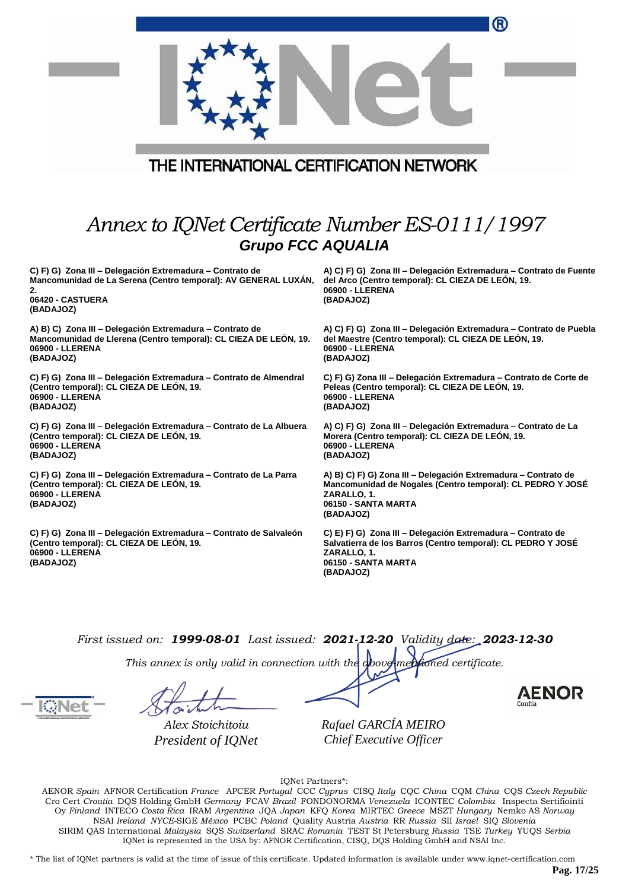THE INTERNATIONAL CERTIFICATION NETWORK

# *Annex to IQNet Certificate Number ES-0111/1997*

## *Grupo FCC AQUALIA*

**C) F) G) Zona III – Delegación Extremadura – Contrato de Mancomunidad de La Serena (Centro temporal): AV GENERAL LUXÁN, 2.**
**06420 - CASTUERA**
**(BADAJOZ)**

**A) B) C) Zona III – Delegación Extremadura – Contrato de Mancomunidad de Llerena (Centro temporal): CL CIEZA DE LEÓN, 19.**
**06900 - LLERENA**
**(BADAJOZ)**

**C) F) G) Zona III – Delegación Extremadura – Contrato de Almendral (Centro temporal): CL CIEZA DE LEÓN, 19.**
**06900 - LLERENA**
**(BADAJOZ)**

**C) F) G) Zona III – Delegación Extremadura – Contrato de La Albuera (Centro temporal): CL CIEZA DE LEÓN, 19.**
**06900 - LLERENA**
**(BADAJOZ)**

**C) F) G) Zona III – Delegación Extremadura – Contrato de La Parra (Centro temporal): CL CIEZA DE LEÓN, 19.**
**06900 - LLERENA**
**(BADAJOZ)**

**C) F) G) Zona III – Delegación Extremadura – Contrato de Salvaleón (Centro temporal): CL CIEZA DE LEÓN, 19.**
**06900 - LLERENA**
**(BADAJOZ)**

**A) C) F) G) Zona III – Delegación Extremadura – Contrato de Fuente del Arco (Centro temporal): CL CIEZA DE LEÓN, 19.**
**06900 - LLERENA**
**(BADAJOZ)**

**A) C) F) G) Zona III – Delegación Extremadura – Contrato de Puebla del Maestre (Centro temporal): CL CIEZA DE LEÓN, 19.**
**06900 - LLERENA**
**(BADAJOZ)**

**C) F) G) Zona III – Delegación Extremadura – Contrato de Corte de Peleas (Centro temporal): CL CIEZA DE LEÓN, 19.**
**06900 - LLERENA**
**(BADAJOZ)**

**A) C) F) G) Zona III – Delegación Extremadura – Contrato de La Morera (Centro temporal): CL CIEZA DE LEÓN, 19.**
**06900 - LLERENA**
**(BADAJOZ)**

**A) B) C) F) G) Zona III – Delegación Extremadura – Contrato de Mancomunidad de Nogales (Centro temporal): CL PEDRO Y JOSÉ ZARALLO, 1.**
**06150 - SANTA MARTA**
**(BADAJOZ)**

**C) E) F) G) Zona III – Delegación Extremadura – Contrato de Salvatierra de los Barros (Centro temporal): CL PEDRO Y JOSÉ ZARALLO, 1.**
**06150 - SANTA MARTA**
**(BADAJOZ)**

*First issued on:* ***1999-08-01*** *Last issued:* ***2021-12-20*** *Validity date:* ***2023-12-30***

*This annex is only valid in connection with the above-mentioned certificate.*

*Alex Stoichitoiu*
*President of IQNet*

*Rafael GARCÍA MEIRO*
*Chief Executive Officer*

AENOR Confía

IQNet Partners*:

AENOR *Spain* AFNOR Certification *France* APCER *Portugal* CCC *Cyprus* CISQ *Italy* CQC *China* CQM *China* CQS *Czech Republic* Cro Cert *Croatia* DQS Holding GmbH *Germany* FCAV *Brazil* FONDONORMA *Venezuela* ICONTEC *Colombia* Inspecta Sertifiointi Oy *Finland* INTECO *Costa Rica* IRAM *Argentina* JQA *Japan* KFQ *Korea* MIRTEC *Greece* MSZT *Hungary* Nemko AS *Norway* NSAI *Ireland* *NYCE*-SIGE *México* PCBC *Poland* Quality Austria *Austria* RR *Russia* SII *Israel* SIQ *Slovenia* SIRIM QAS International *Malaysia* SQS *Switzerland* SRAC *Romania* TEST St Petersburg *Russia* TSE *Turkey* YUQS *Serbia*
IQNet is represented in the USA by: AFNOR Certification, CISQ, DQS Holding GmbH and NSAI Inc.

* The list of IQNet partners is valid at the time of issue of this certificate. Updated information is available under www.iqnet-certification.com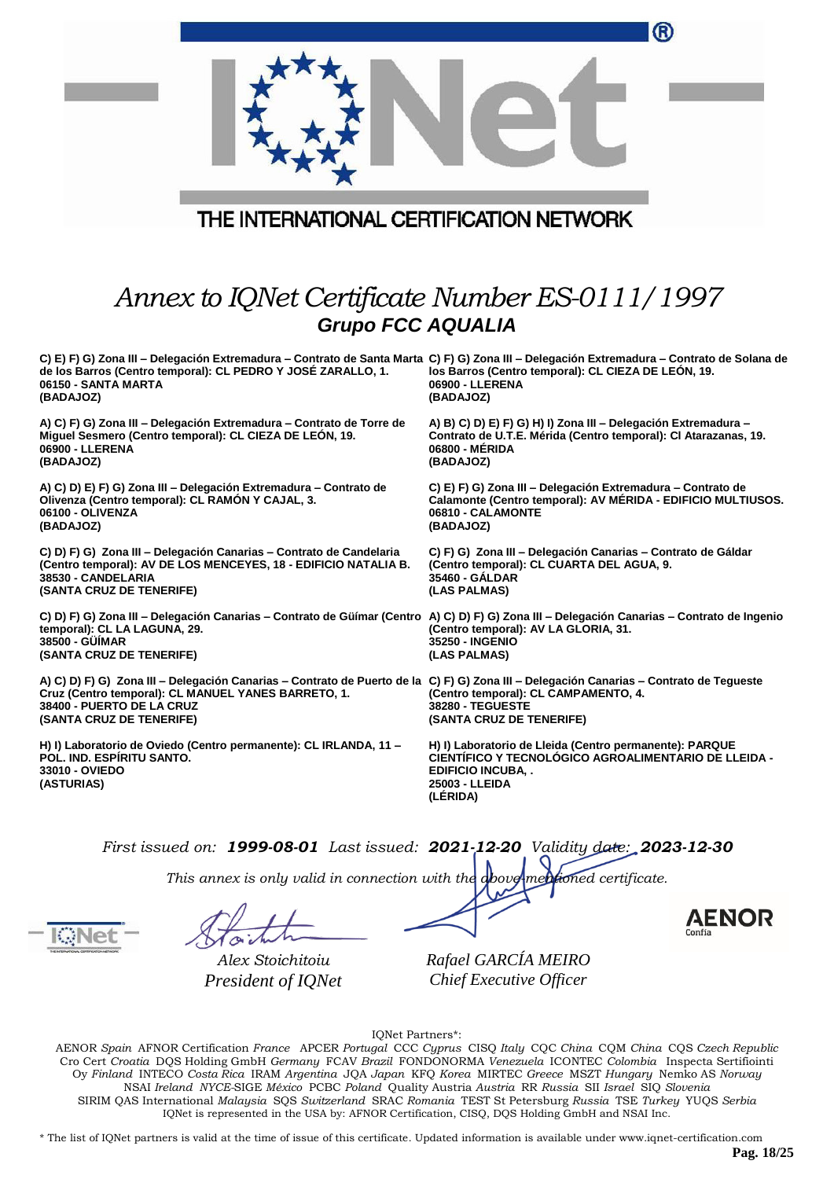# Annex to IQNet Certificate Number ES-0111/1997

## Grupo FCC AQUALIA

**C) E) F) G) Zona III – Delegación Extremadura – Contrato de Santa Marta de los Barros (Centro temporal): CL PEDRO Y JOSÉ ZARALLO, 1.**
**06150 - SANTA MARTA**
**(BADAJOZ)**

**C) F) G) Zona III – Delegación Extremadura – Contrato de Solana de los Barros (Centro temporal): CL CIEZA DE LEÓN, 19.**
**06900 - LLERENA**
**(BADAJOZ)**

**A) C) F) G) Zona III – Delegación Extremadura – Contrato de Torre de Miguel Sesmero (Centro temporal): CL CIEZA DE LEÓN, 19.**
**06900 - LLERENA**
**(BADAJOZ)**

**A) B) C) D) E) F) G) H) I) Zona III – Delegación Extremadura – Contrato de U.T.E. Mérida (Centro temporal): Cl Atarazanas, 19.**
**06800 - MÉRIDA**
**(BADAJOZ)**

**A) C) D) E) F) G) Zona III – Delegación Extremadura – Contrato de Olivenza (Centro temporal): CL RAMÓN Y CAJAL, 3.**
**06100 - OLIVENZA**
**(BADAJOZ)**

**C) E) F) G) Zona III – Delegación Extremadura – Contrato de Calamonte (Centro temporal): AV MÉRIDA - EDIFICIO MULTIUSOS.**
**06810 - CALAMONTE**
**(BADAJOZ)**

**C) D) F) G) Zona III – Delegación Canarias – Contrato de Candelaria (Centro temporal): AV DE LOS MENCEYES, 18 - EDIFICIO NATALIA B.**
**38530 - CANDELARIA**
**(SANTA CRUZ DE TENERIFE)**

**C) F) G) Zona III – Delegación Canarias – Contrato de Gáldar (Centro temporal): CL CUARTA DEL AGUA, 9.**
**35460 - GÁLDAR**
**(LAS PALMAS)**

**C) D) F) G) Zona III – Delegación Canarias – Contrato de Güímar (Centro temporal): CL LA LAGUNA, 29.**
**38500 - GÜÍMAR**
**(SANTA CRUZ DE TENERIFE)**

**A) C) D) F) G) Zona III – Delegación Canarias – Contrato de Ingenio (Centro temporal): AV LA GLORIA, 31.**
**35250 - INGENIO**
**(LAS PALMAS)**

**A) C) D) F) G) Zona III – Delegación Canarias – Contrato de Puerto de la Cruz (Centro temporal): CL MANUEL YANES BARRETO, 1.**
**38400 - PUERTO DE LA CRUZ**
**(SANTA CRUZ DE TENERIFE)**

**C) F) G) Zona III – Delegación Canarias – Contrato de Tegueste (Centro temporal): CL CAMPAMENTO, 4.**
**38280 - TEGUESTE**
**(SANTA CRUZ DE TENERIFE)**

**H) I) Laboratorio de Oviedo (Centro permanente): CL IRLANDA, 11 – POL. IND. ESPÍRITU SANTO.**
**33010 - OVIEDO**
**(ASTURIAS)**

**H) I) Laboratorio de Lleida (Centro permanente): PARQUE CIENTÍFICO Y TECNOLÓGICO AGROALIMENTARIO DE LLEIDA - EDIFICIO INCUBA, .**
**25003 - LLEIDA**
**(LÉRIDA)**

*First issued on:* ***1999-08-01*** *Last issued:* ***2021-12-20*** *Validity date:* ***2023-12-30***

*This annex is only valid in connection with the above-mentioned certificate.*

*Alex Stoichitoiu*
*President of IQNet*

*Rafael GARCÍA MEIRO*
*Chief Executive Officer*

IQNet Partners*:

AENOR *Spain* AFNOR Certification *France* APCER *Portugal* CCC *Cyprus* CISQ *Italy* CQC *China* CQM *China* CQS *Czech Republic* Cro Cert *Croatia* DQS Holding GmbH *Germany* FCAV *Brazil* FONDONORMA *Venezuela* ICONTEC *Colombia* Inspecta Sertifiointi Oy *Finland* INTECO *Costa Rica* IRAM *Argentina* JQA *Japan* KFQ *Korea* MIRTEC *Greece* MSZT *Hungary* Nemko AS *Norway* NSAI *Ireland* *NYCE*-SIGE *México* PCBC *Poland* Quality Austria *Austria* RR *Russia* SII *Israel* SIQ *Slovenia* SIRIM QAS International *Malaysia* SQS *Switzerland* SRAC *Romania* TEST St Petersburg *Russia* TSE *Turkey* YUQS *Serbia*
IQNet is represented in the USA by: AFNOR Certification, CISQ, DQS Holding GmbH and NSAI Inc.

* The list of IQNet partners is valid at the time of issue of this certificate. Updated information is available under www.iqnet-certification.com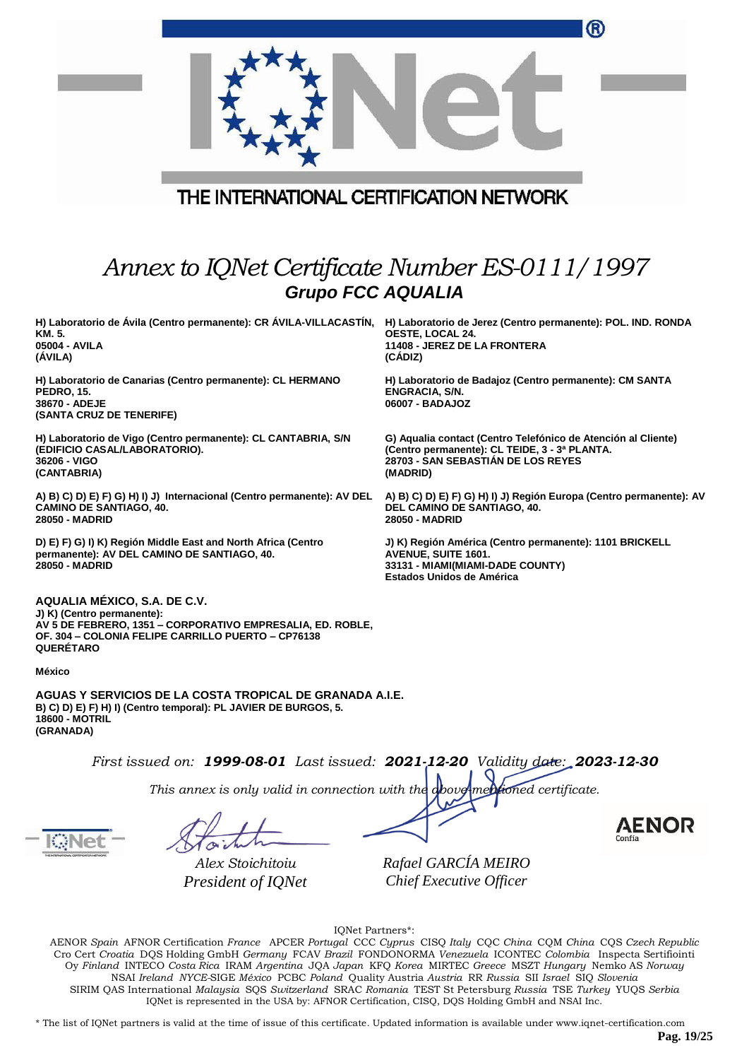THE INTERNATIONAL CERTIFICATION NETWORK

# *Annex to IQNet Certificate Number ES-0111/1997*

## ***Grupo FCC AQUALIA***

**H) Laboratorio de Ávila (Centro permanente): CR ÁVILA-VILLACASTÍN, KM. 5.
05004 - AVILA
(ÁVILA)**

**H) Laboratorio de Canarias (Centro permanente): CL HERMANO PEDRO, 15.
38670 - ADEJE
(SANTA CRUZ DE TENERIFE)**

**H) Laboratorio de Vigo (Centro permanente): CL CANTABRIA, S/N (EDIFICIO CASAL/LABORATORIO).
36206 - VIGO
(CANTABRIA)**

**A) B) C) D) E) F) G) H) I) J) Internacional (Centro permanente): AV DEL CAMINO DE SANTIAGO, 40.
28050 - MADRID**

**D) E) F) G) I) K) Región Middle East and North Africa (Centro permanente): AV DEL CAMINO DE SANTIAGO, 40.
28050 - MADRID**

**H) Laboratorio de Jerez (Centro permanente): POL. IND. RONDA OESTE, LOCAL 24.
11408 - JEREZ DE LA FRONTERA
(CÁDIZ)**

**H) Laboratorio de Badajoz (Centro permanente): CM SANTA ENGRACIA, S/N.
06007 - BADAJOZ**

**G) Aqualia contact (Centro Telefónico de Atención al Cliente) (Centro permanente): CL TEIDE, 3 - 3ª PLANTA.
28703 - SAN SEBASTIÁN DE LOS REYES
(MADRID)**

**A) B) C) D) E) F) G) H) I) J) Región Europa (Centro permanente): AV DEL CAMINO DE SANTIAGO, 40.
28050 - MADRID**

**J) K) Región América (Centro permanente): 1101 BRICKELL AVENUE, SUITE 1601.
33131 - MIAMI(MIAMI-DADE COUNTY)
Estados Unidos de América**

**AQUALIA MÉXICO, S.A. DE C.V.**
**J) K) (Centro permanente):
AV 5 DE FEBRERO, 1351 – CORPORATIVO EMPRESALIA, ED. ROBLE, OF. 304 – COLONIA FELIPE CARRILLO PUERTO – CP76138
QUERÉTARO**

**México**

**AGUAS Y SERVICIOS DE LA COSTA TROPICAL DE GRANADA A.I.E.**
**B) C) D) E) F) H) I) (Centro temporal): PL JAVIER DE BURGOS, 5.
18600 - MOTRIL
(GRANADA)**

*First issued on:* ***1999-08-01*** *Last issued:* ***2021-12-20*** *Validity date:* ***2023-12-30***

*This annex is only valid in connection with the above-mentioned certificate.*

*Alex Stoichitoiu*
*President of IQNet*

*Rafael GARCÍA MEIRO*
*Chief Executive Officer*

AENOR Confía

IQNet Partners*:

AENOR *Spain* AFNOR Certification *France* APCER *Portugal* CCC *Cyprus* CISQ *Italy* CQC *China* CQM *China* CQS *Czech Republic* Cro Cert *Croatia* DQS Holding GmbH *Germany* FCAV *Brazil* FONDONORMA *Venezuela* ICONTEC *Colombia* Inspecta Sertifiointi Oy *Finland* INTECO *Costa Rica* IRAM *Argentina* JQA *Japan* KFQ *Korea* MIRTEC *Greece* MSZT *Hungary* Nemko AS *Norway* NSAI *Ireland* *NYCE*-SIGE *México* PCBC *Poland* Quality Austria *Austria* RR *Russia* SII *Israel* SIQ *Slovenia* SIRIM QAS International *Malaysia* SQS *Switzerland* SRAC *Romania* TEST St Petersburg *Russia* TSE *Turkey* YUQS *Serbia*
IQNet is represented in the USA by: AFNOR Certification, CISQ, DQS Holding GmbH and NSAI Inc.

* The list of IQNet partners is valid at the time of issue of this certificate. Updated information is available under www.iqnet-certification.com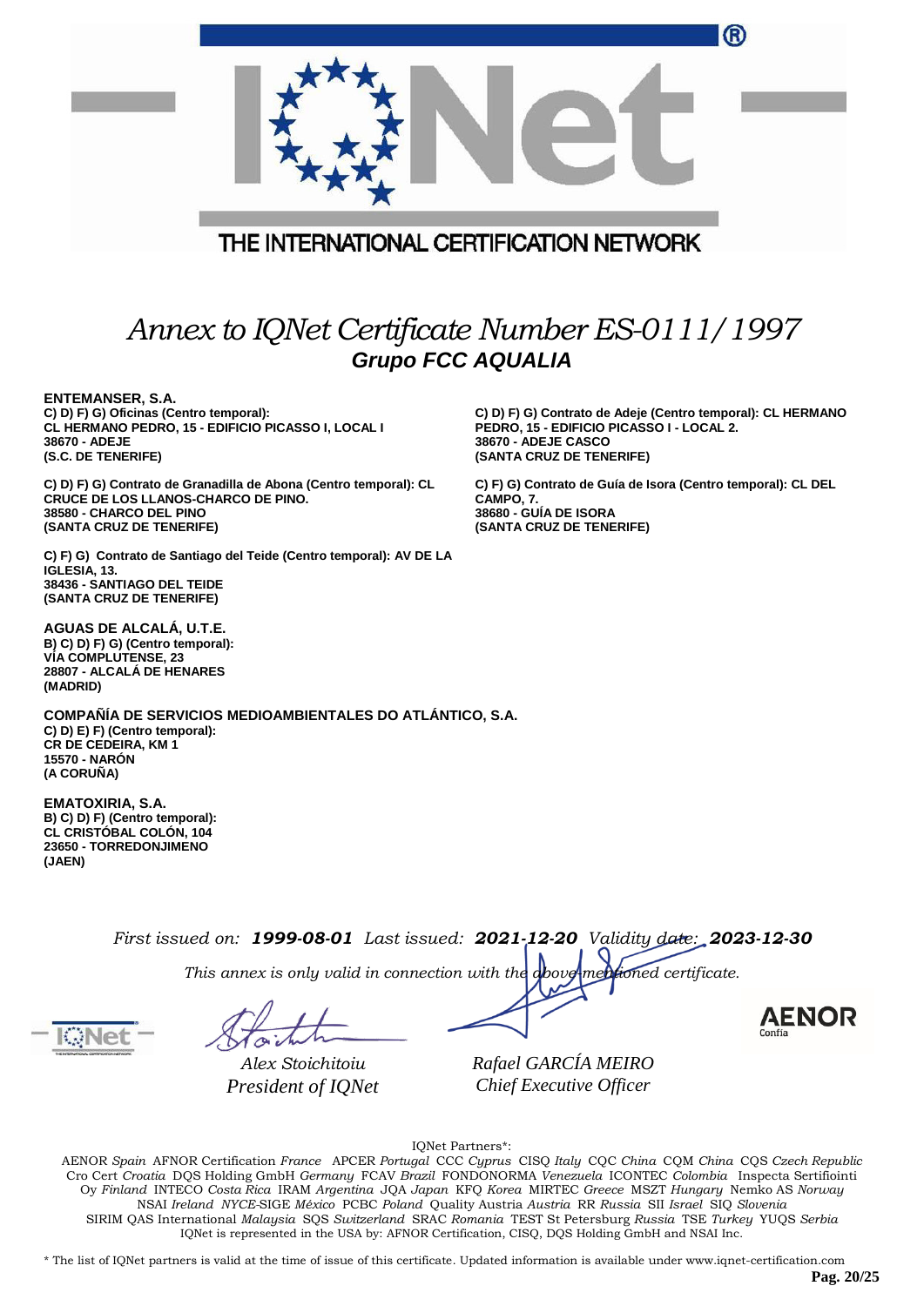THE INTERNATIONAL CERTIFICATION NETWORK

# *Annex to IQNet Certificate Number ES-0111/1997*

## ***Grupo FCC AQUALIA***

**ENTEMANSER, S.A.**

**C) D) F) G) Oficinas (Centro temporal):**
**CL HERMANO PEDRO, 15 - EDIFICIO PICASSO I, LOCAL I**
**38670 - ADEJE**
**(S.C. DE TENERIFE)**

**C) D) F) G) Contrato de Adeje (Centro temporal): CL HERMANO PEDRO, 15 - EDIFICIO PICASSO I - LOCAL 2.**
**38670 - ADEJE CASCO**
**(SANTA CRUZ DE TENERIFE)**

**C) D) F) G) Contrato de Granadilla de Abona (Centro temporal): CL CRUCE DE LOS LLANOS-CHARCO DE PINO.**
**38580 - CHARCO DEL PINO**
**(SANTA CRUZ DE TENERIFE)**

**C) F) G) Contrato de Guía de Isora (Centro temporal): CL DEL CAMPO, 7.**
**38680 - GUÍA DE ISORA**
**(SANTA CRUZ DE TENERIFE)**

**C) F) G) Contrato de Santiago del Teide (Centro temporal): AV DE LA IGLESIA, 13.**
**38436 - SANTIAGO DEL TEIDE**
**(SANTA CRUZ DE TENERIFE)**

**AGUAS DE ALCALÁ, U.T.E.**

**B) C) D) F) G) (Centro temporal):**
**VÍA COMPLUTENSE, 23**
**28807 - ALCALÁ DE HENARES**
**(MADRID)**

**COMPAÑÍA DE SERVICIOS MEDIOAMBIENTALES DO ATLÁNTICO, S.A.**

**C) D) E) F) (Centro temporal):**
**CR DE CEDEIRA, KM 1**
**15570 - NARÓN**
**(A CORUÑA)**

**EMATOXIRIA, S.A.**

**B) C) D) F) (Centro temporal):**
**CL CRISTÓBAL COLÓN, 104**
**23650 - TORREDONJIMENO**
**(JAEN)**

*First issued on:* ***1999-08-01*** *Last issued:* ***2021-12-20*** *Validity date:* ***2023-12-30***

*This annex is only valid in connection with the above-mentioned certificate.*

*Alex Stoichitoiu*
*President of IQNet*

*Rafael GARCÍA MEIRO*
*Chief Executive Officer*

AENOR Confía

IQNet Partners*:

AENOR *Spain* AFNOR Certification *France* APCER *Portugal* CCC *Cyprus* CISQ *Italy* CQC *China* CQM *China* CQS *Czech Republic* Cro Cert *Croatia* DQS Holding GmbH *Germany* FCAV *Brazil* FONDONORMA *Venezuela* ICONTEC *Colombia* Inspecta Sertifiointi Oy *Finland* INTECO *Costa Rica* IRAM *Argentina* JQA *Japan* KFQ *Korea* MIRTEC *Greece* MSZT *Hungary* Nemko AS *Norway* NSAI *Ireland* *NYCE*-SIGE *México* PCBC *Poland* Quality Austria *Austria* RR *Russia* SII *Israel* SIQ *Slovenia* SIRIM QAS International *Malaysia* SQS *Switzerland* SRAC *Romania* TEST St Petersburg *Russia* TSE *Turkey* YUQS *Serbia* IQNet is represented in the USA by: AFNOR Certification, CISQ, DQS Holding GmbH and NSAI Inc.

\* The list of IQNet partners is valid at the time of issue of this certificate. Updated information is available under www.iqnet-certification.com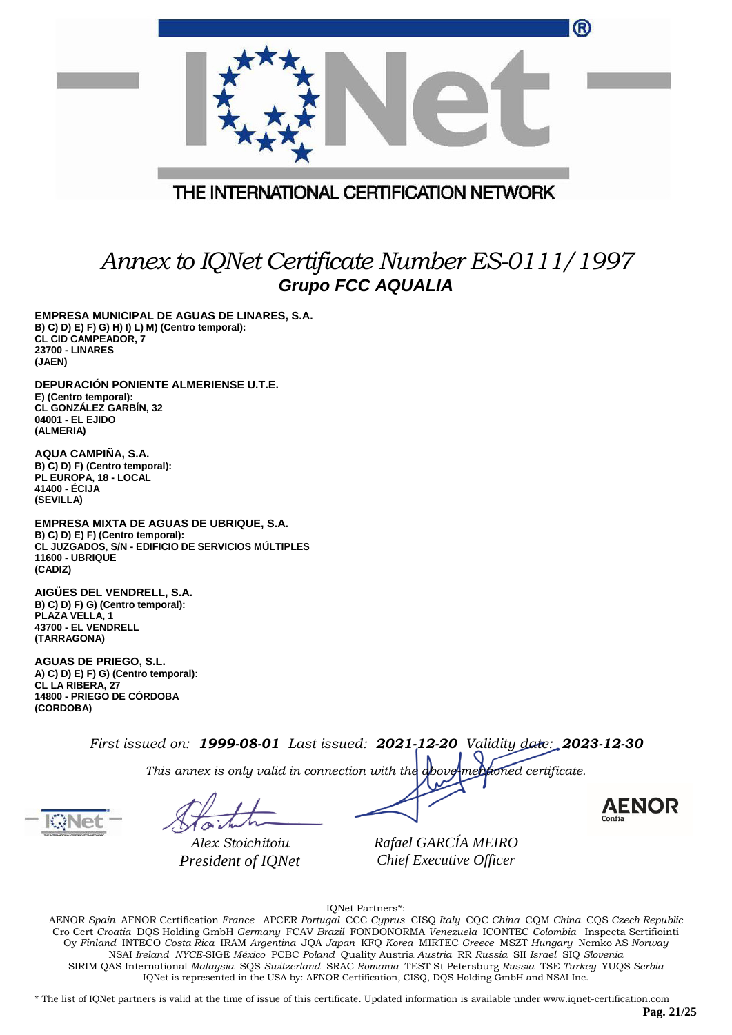THE INTERNATIONAL CERTIFICATION NETWORK

# *Annex to IQNet Certificate Number ES-0111/1997*

## *Grupo FCC AQUALIA*

**EMPRESA MUNICIPAL DE AGUAS DE LINARES, S.A.**
**B) C) D) E) F) G) H) I) L) M) (Centro temporal):**
**CL CID CAMPEADOR, 7**
**23700 - LINARES**
**(JAEN)**

**DEPURACIÓN PONIENTE ALMERIENSE U.T.E.**
**E) (Centro temporal):**
**CL GONZÁLEZ GARBÍN, 32**
**04001 - EL EJIDO**
**(ALMERIA)**

**AQUA CAMPIÑA, S.A.**
**B) C) D) F) (Centro temporal):**
**PL EUROPA, 18 - LOCAL**
**41400 - ÉCIJA**
**(SEVILLA)**

**EMPRESA MIXTA DE AGUAS DE UBRIQUE, S.A.**
**B) C) D) E) F) (Centro temporal):**
**CL JUZGADOS, S/N - EDIFICIO DE SERVICIOS MÚLTIPLES**
**11600 - UBRIQUE**
**(CADIZ)**

**AIGÜES DEL VENDRELL, S.A.**
**B) C) D) F) G) (Centro temporal):**
**PLAZA VELLA, 1**
**43700 - EL VENDRELL**
**(TARRAGONA)**

**AGUAS DE PRIEGO, S.L.**
**A) C) D) E) F) G) (Centro temporal):**
**CL LA RIBERA, 27**
**14800 - PRIEGO DE CÓRDOBA**
**(CORDOBA)**

*First issued on:* ***1999-08-01*** *Last issued:* ***2021-12-20*** *Validity date:* ***2023-12-30***

*This annex is only valid in connection with the above-mentioned certificate.*

*Alex Stoichitoiu*
*President of IQNet*

*Rafael GARCÍA MEIRO*
*Chief Executive Officer*

AENOR Confía

IQNet Partners*:

AENOR *Spain* AFNOR Certification *France* APCER *Portugal* CCC *Cyprus* CISQ *Italy* CQC *China* CQM *China* CQS *Czech Republic* Cro Cert *Croatia* DQS Holding GmbH *Germany* FCAV *Brazil* FONDONORMA *Venezuela* ICONTEC *Colombia* Inspecta Sertifiointi Oy *Finland* INTECO *Costa Rica* IRAM *Argentina* JQA *Japan* KFQ *Korea* MIRTEC *Greece* MSZT *Hungary* Nemko AS *Norway* NSAI *Ireland* *NYCE*-SIGE *México* PCBC *Poland* Quality Austria *Austria* RR *Russia* SII *Israel* SIQ *Slovenia* SIRIM QAS International *Malaysia* SQS *Switzerland* SRAC *Romania* TEST St Petersburg *Russia* TSE *Turkey* YUQS *Serbia*
IQNet is represented in the USA by: AFNOR Certification, CISQ, DQS Holding GmbH and NSAI Inc.

\* The list of IQNet partners is valid at the time of issue of this certificate. Updated information is available under www.iqnet-certification.com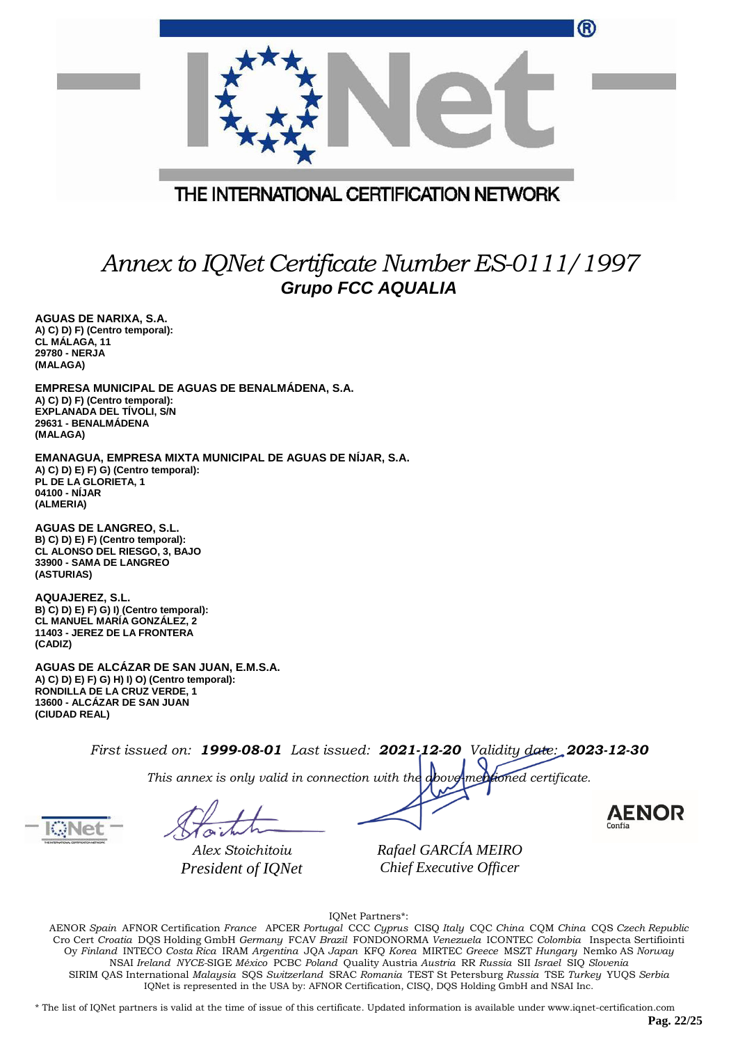# Annex to IQNet Certificate Number ES-0111/1997

## Grupo FCC AQUALIA

**AGUAS DE NARIXA, S.A.**
**A) C) D) F) (Centro temporal):**
**CL MÁLAGA, 11**
**29780 - NERJA**
**(MALAGA)**

**EMPRESA MUNICIPAL DE AGUAS DE BENALMÁDENA, S.A.**
**A) C) D) F) (Centro temporal):**
**EXPLANADA DEL TÍVOLI, S/N**
**29631 - BENALMÁDENA**
**(MALAGA)**

**EMANAGUA, EMPRESA MIXTA MUNICIPAL DE AGUAS DE NÍJAR, S.A.**
**A) C) D) E) F) G) (Centro temporal):**
**PL DE LA GLORIETA, 1**
**04100 - NÍJAR**
**(ALMERIA)**

**AGUAS DE LANGREO, S.L.**
**B) C) D) E) F) (Centro temporal):**
**CL ALONSO DEL RIESGO, 3, BAJO**
**33900 - SAMA DE LANGREO**
**(ASTURIAS)**

**AQUAJEREZ, S.L.**
**B) C) D) E) F) G) I) (Centro temporal):**
**CL MANUEL MARÍA GONZÁLEZ, 2**
**11403 - JEREZ DE LA FRONTERA**
**(CADIZ)**

**AGUAS DE ALCÁZAR DE SAN JUAN, E.M.S.A.**
**A) C) D) E) F) G) H) I) O) (Centro temporal):**
**RONDILLA DE LA CRUZ VERDE, 1**
**13600 - ALCÁZAR DE SAN JUAN**
**(CIUDAD REAL)**

*First issued on:* ***1999-08-01*** *Last issued:* ***2021-12-20*** *Validity date:* ***2023-12-30***

*This annex is only valid in connection with the above-mentioned certificate.*

*Alex Stoichitoiu*
*President of IQNet*

*Rafael GARCÍA MEIRO*
*Chief Executive Officer*

IQNet Partners*:

AENOR *Spain* AFNOR Certification *France* APCER *Portugal* CCC *Cyprus* CISQ *Italy* CQC *China* CQM *China* CQS *Czech Republic* Cro Cert *Croatia* DQS Holding GmbH *Germany* FCAV *Brazil* FONDONORMA *Venezuela* ICONTEC *Colombia* Inspecta Sertifiointi Oy *Finland* INTECO *Costa Rica* IRAM *Argentina* JQA *Japan* KFQ *Korea* MIRTEC *Greece* MSZT *Hungary* Nemko AS *Norway* NSAI *Ireland* *NYCE*-SIGE *México* PCBC *Poland* Quality Austria *Austria* RR *Russia* SII *Israel* SIQ *Slovenia* SIRIM QAS International *Malaysia* SQS *Switzerland* SRAC *Romania* TEST St Petersburg *Russia* TSE *Turkey* YUQS *Serbia*
IQNet is represented in the USA by: AFNOR Certification, CISQ, DQS Holding GmbH and NSAI Inc.

* The list of IQNet partners is valid at the time of issue of this certificate. Updated information is available under www.iqnet-certification.com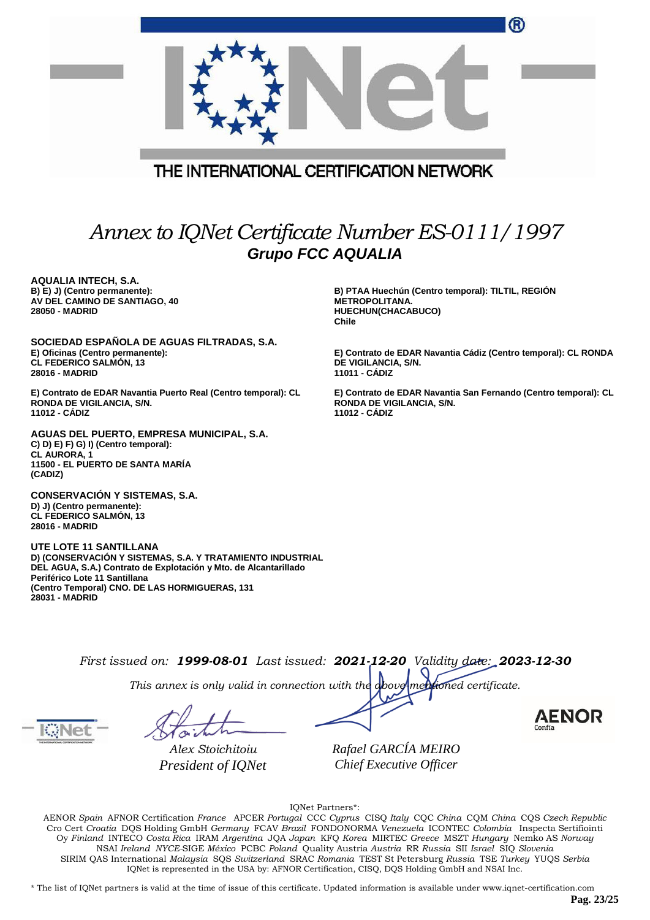THE INTERNATIONAL CERTIFICATION NETWORK

# *Annex to IQNet Certificate Number ES-0111/1997*

## *Grupo FCC AQUALIA*

**AQUALIA INTECH, S.A.**
**B) E) J) (Centro permanente):**
**AV DEL CAMINO DE SANTIAGO, 40**
**28050 - MADRID**

**B) PTAA Huechún (Centro temporal): TILTIL, REGIÓN METROPOLITANA.**
**HUECHUN(CHACABUCO)**
**Chile**

**SOCIEDAD ESPAÑOLA DE AGUAS FILTRADAS, S.A.**
**E) Oficinas (Centro permanente):**
**CL FEDERICO SALMÓN, 13**
**28016 - MADRID**

**E) Contrato de EDAR Navantia Cádiz (Centro temporal): CL RONDA DE VIGILANCIA, S/N.**
**11011 - CÁDIZ**

**E) Contrato de EDAR Navantia Puerto Real (Centro temporal): CL RONDA DE VIGILANCIA, S/N.**
**11012 - CÁDIZ**

**E) Contrato de EDAR Navantia San Fernando (Centro temporal): CL RONDA DE VIGILANCIA, S/N.**
**11012 - CÁDIZ**

**AGUAS DEL PUERTO, EMPRESA MUNICIPAL, S.A.**
**C) D) E) F) G) I) (Centro temporal):**
**CL AURORA, 1**
**11500 - EL PUERTO DE SANTA MARÍA (CADIZ)**

**CONSERVACIÓN Y SISTEMAS, S.A.**
**D) J) (Centro permanente):**
**CL FEDERICO SALMÓN, 13**
**28016 - MADRID**

**UTE LOTE 11 SANTILLANA**
**D) (CONSERVACIÓN Y SISTEMAS, S.A. Y TRATAMIENTO INDUSTRIAL DEL AGUA, S.A.) Contrato de Explotación y Mto. de Alcantarillado Periférico Lote 11 Santillana**
**(Centro Temporal) CNO. DE LAS HORMIGUERAS, 131**
**28031 - MADRID**

*First issued on:* ***1999-08-01*** *Last issued:* ***2021-12-20*** *Validity date:* ***2023-12-30***

*This annex is only valid in connection with the above-mentioned certificate.*

*Alex Stoichitoiu*
*President of IQNet*

*Rafael GARCÍA MEIRO*
*Chief Executive Officer*

IQNet Partners*:

AENOR *Spain* AFNOR Certification *France* APCER *Portugal* CCC *Cyprus* CISQ *Italy* CQC *China* CQM *China* CQS *Czech Republic* Cro Cert *Croatia* DQS Holding GmbH *Germany* FCAV *Brazil* FONDONORMA *Venezuela* ICONTEC *Colombia* Inspecta Sertifiointi Oy *Finland* INTECO *Costa Rica* IRAM *Argentina* JQA *Japan* KFQ *Korea* MIRTEC *Greece* MSZT *Hungary* Nemko AS *Norway* NSAI *Ireland* *NYCE*-SIGE *México* PCBC *Poland* Quality Austria *Austria* RR *Russia* SII *Israel* SIQ *Slovenia* SIRIM QAS International *Malaysia* SQS *Switzerland* SRAC *Romania* TEST St Petersburg *Russia* TSE *Turkey* YUQS *Serbia*
IQNet is represented in the USA by: AFNOR Certification, CISQ, DQS Holding GmbH and NSAI Inc.

\* The list of IQNet partners is valid at the time of issue of this certificate. Updated information is available under www.iqnet-certification.com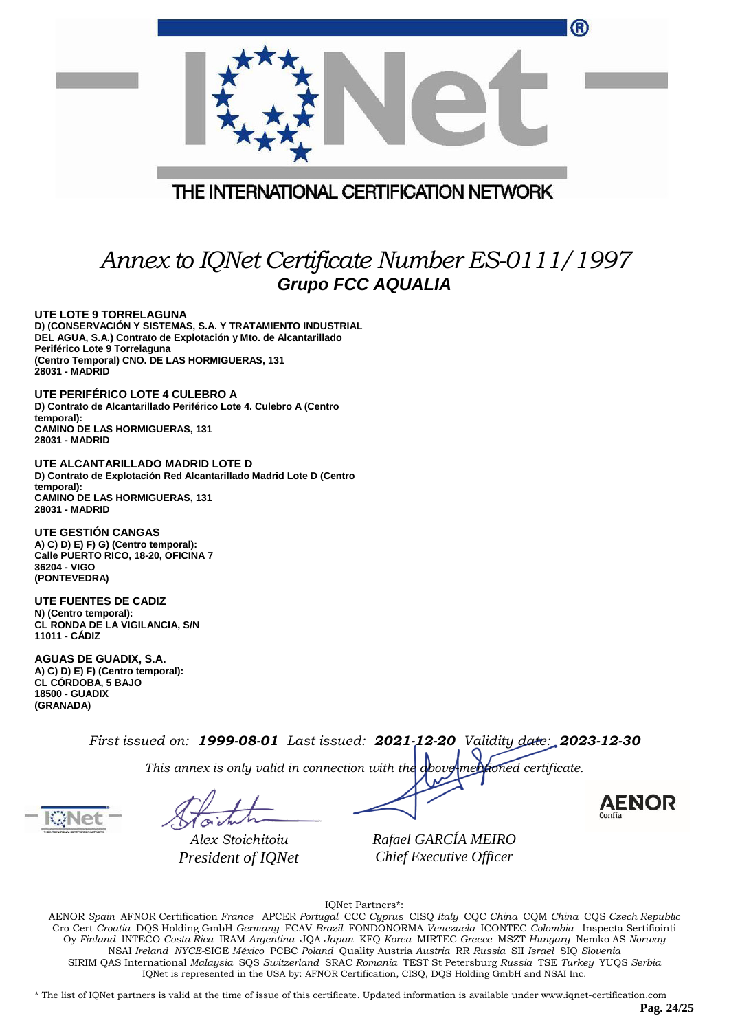THE INTERNATIONAL CERTIFICATION NETWORK

# *Annex to IQNet Certificate Number ES-0111/1997*

## Grupo FCC AQUALIA

**UTE LOTE 9 TORRELAGUNA**
**D) (CONSERVACIÓN Y SISTEMAS, S.A. Y TRATAMIENTO INDUSTRIAL DEL AGUA, S.A.) Contrato de Explotación y Mto. de Alcantarillado Periférico Lote 9 Torrelaguna**
**(Centro Temporal) CNO. DE LAS HORMIGUERAS, 131**
**28031 - MADRID**

**UTE PERIFÉRICO LOTE 4 CULEBRO A**
**D) Contrato de Alcantarillado Periférico Lote 4. Culebro A (Centro temporal):**
**CAMINO DE LAS HORMIGUERAS, 131**
**28031 - MADRID**

**UTE ALCANTARILLADO MADRID LOTE D**
**D) Contrato de Explotación Red Alcantarillado Madrid Lote D (Centro temporal):**
**CAMINO DE LAS HORMIGUERAS, 131**
**28031 - MADRID**

**UTE GESTIÓN CANGAS**
**A) C) D) E) F) G) (Centro temporal):**
**Calle PUERTO RICO, 18-20, OFICINA 7**
**36204 - VIGO**
**(PONTEVEDRA)**

**UTE FUENTES DE CADIZ**
**N) (Centro temporal):**
**CL RONDA DE LA VIGILANCIA, S/N**
**11011 - CÁDIZ**

**AGUAS DE GUADIX, S.A.**
**A) C) D) E) F) (Centro temporal):**
**CL CÓRDOBA, 5 BAJO**
**18500 - GUADIX**
**(GRANADA)**

*First issued on:* ***1999-08-01*** *Last issued:* ***2021-12-20*** *Validity date:* ***2023-12-30***

*This annex is only valid in connection with the above-mentioned certificate.*

*Alex Stoichitoiu*
*President of IQNet*

*Rafael GARCÍA MEIRO*
*Chief Executive Officer*

AENOR Confía

IQNet Partners*:

AENOR *Spain* AFNOR Certification *France* APCER *Portugal* CCC *Cyprus* CISQ *Italy* CQC *China* CQM *China* CQS *Czech Republic* Cro Cert *Croatia* DQS Holding GmbH *Germany* FCAV *Brazil* FONDONORMA *Venezuela* ICONTEC *Colombia* Inspecta Sertifiointi Oy *Finland* INTECO *Costa Rica* IRAM *Argentina* JQA *Japan* KFQ *Korea* MIRTEC *Greece* MSZT *Hungary* Nemko AS *Norway* NSAI *Ireland* *NYCE*-SIGE *México* PCBC *Poland* Quality Austria *Austria* RR *Russia* SII *Israel* SIQ *Slovenia* SIRIM QAS International *Malaysia* SQS *Switzerland* SRAC *Romania* TEST St Petersburg *Russia* TSE *Turkey* YUQS *Serbia*
IQNet is represented in the USA by: AFNOR Certification, CISQ, DQS Holding GmbH and NSAI Inc.

\* The list of IQNet partners is valid at the time of issue of this certificate. Updated information is available under www.iqnet-certification.com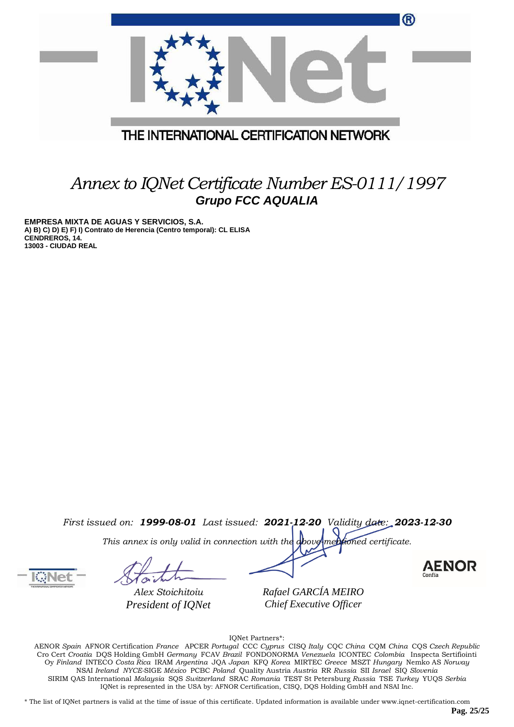THE INTERNATIONAL CERTIFICATION NETWORK

# *Annex to IQNet Certificate Number ES-0111/1997*

## ***Grupo FCC AQUALIA***

**EMPRESA MIXTA DE AGUAS Y SERVICIOS, S.A.**
**A) B) C) D) E) F) I) Contrato de Herencia (Centro temporal): CL ELISA CENDREROS, 14.**
**13003 - CIUDAD REAL**

*First issued on:* ***1999-08-01*** *Last issued:* ***2021-12-20*** *Validity date:* ***2023-12-30***

*This annex is only valid in connection with the above-mentioned certificate.*

*Alex Stoichitoiu*
*President of IQNet*

*Rafael GARCÍA MEIRO*
*Chief Executive Officer*

AENOR
Confía

IQNet Partners*:

AENOR *Spain* AFNOR Certification *France* APCER *Portugal* CCC *Cyprus* CISQ *Italy* CQC *China* CQM *China* CQS *Czech Republic* Cro Cert *Croatia* DQS Holding GmbH *Germany* FCAV *Brazil* FONDONORMA *Venezuela* ICONTEC *Colombia* Inspecta Sertifiointi Oy *Finland* INTECO *Costa Rica* IRAM *Argentina* JQA *Japan* KFQ *Korea* MIRTEC *Greece* MSZT *Hungary* Nemko AS *Norway* NSAI *Ireland* *NYCE*-SIGE *México* PCBC *Poland* Quality Austria *Austria* RR *Russia* SII *Israel* SIQ *Slovenia* SIRIM QAS International *Malaysia* SQS *Switzerland* SRAC *Romania* TEST St Petersburg *Russia* TSE *Turkey* YUQS *Serbia*
IQNet is represented in the USA by: AFNOR Certification, CISQ, DQS Holding GmbH and NSAI Inc.

\* The list of IQNet partners is valid at the time of issue of this certificate. Updated information is available under www.iqnet-certification.com